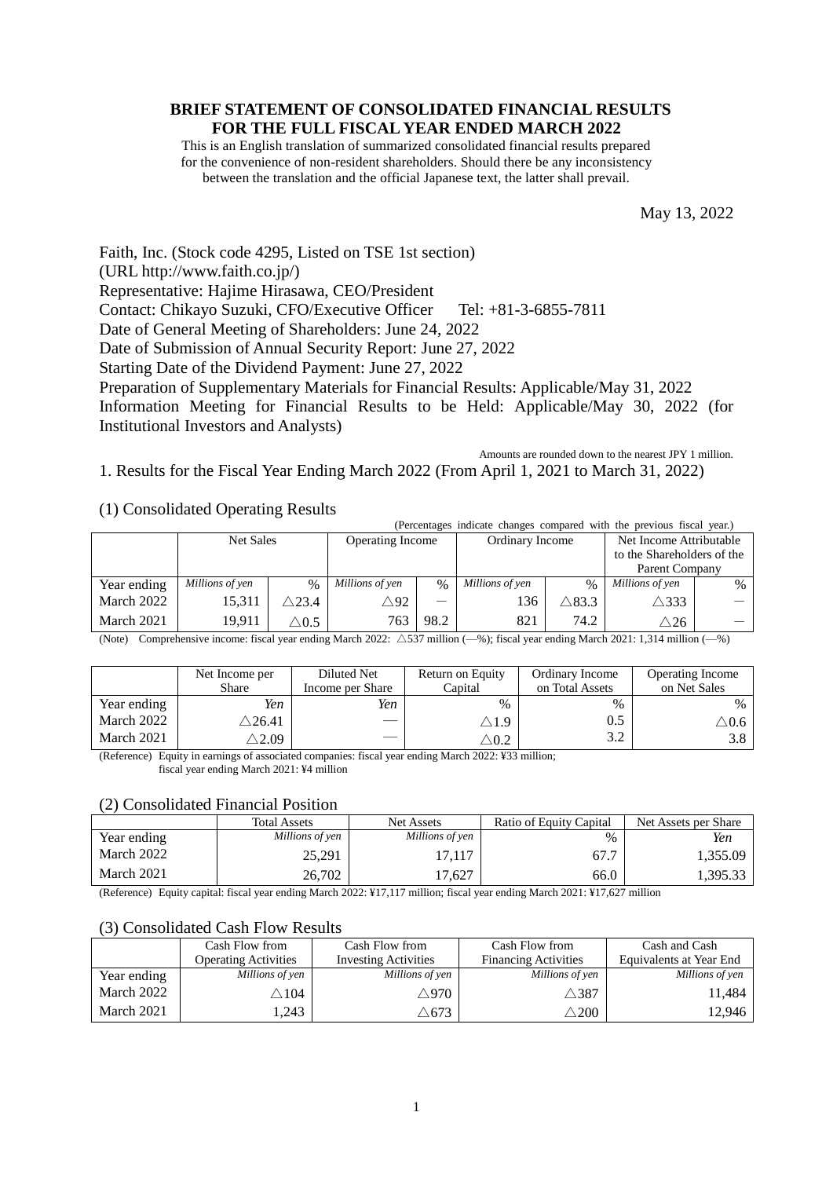# BRIEF STATEMENT OF CONSOLIDATED FINANCIAL RESULTS FOR THE FULL FISCAL YEAR ENDED MARCH 2022

This is an English translation of summarized consolidated financial results prepared for the convenience of non-resident shareholders. Should there be any inconsistency between the translation and the official Japanese text, the latter shall prevail.

May 13, 2022

Faith, Inc. (Stock code 4295, Listed on TSE 1st section)
(URL http://www.faith.co.jp/)
Representative: Hajime Hirasawa, CEO/President
Contact: Chikayo Suzuki, CFO/Executive Officer Tel: +81-3-6855-7811
Date of General Meeting of Shareholders: June 24, 2022
Date of Submission of Annual Security Report: June 27, 2022
Starting Date of the Dividend Payment: June 27, 2022
Preparation of Supplementary Materials for Financial Results: Applicable/May 31, 2022
Information Meeting for Financial Results to be Held: Applicable/May 30, 2022 (for Institutional Investors and Analysts)

Amounts are rounded down to the nearest JPY 1 million.

## 1. Results for the Fiscal Year Ending March 2022 (From April 1, 2021 to March 31, 2022)

### (1) Consolidated Operating Results

(Percentages indicate changes compared with the previous fiscal year.)

| | Net Sales | | Operating Income | | Ordinary Income | | Net Income Attributable to the Shareholders of the Parent Company | |
|---|---|---|---|---|---|---|---|---|
| Year ending | *Millions of yen* | % | *Millions of yen* | % | *Millions of yen* | % | *Millions of yen* | % |
| March 2022 | 15,311 | △23.4 | △92 | — | 136 | △83.3 | △333 | — |
| March 2021 | 19,911 | △0.5 | 763 | 98.2 | 821 | 74.2 | △26 | — |

(Note) Comprehensive income: fiscal year ending March 2022: △537 million (—%); fiscal year ending March 2021: 1,314 million (—%)

| | Net Income per Share | Diluted Net Income per Share | Return on Equity Capital | Ordinary Income on Total Assets | Operating Income on Net Sales |
|---|---|---|---|---|---|
| Year ending | *Yen* | *Yen* | % | % | % |
| March 2022 | △26.41 | — | △1.9 | 0.5 | △0.6 |
| March 2021 | △2.09 | — | △0.2 | 3.2 | 3.8 |

(Reference) Equity in earnings of associated companies: fiscal year ending March 2022: ¥33 million; fiscal year ending March 2021: ¥4 million

### (2) Consolidated Financial Position

| | Total Assets | Net Assets | Ratio of Equity Capital | Net Assets per Share |
|---|---|---|---|---|
| Year ending | *Millions of yen* | *Millions of yen* | % | *Yen* |
| March 2022 | 25,291 | 17,117 | 67.7 | 1,355.09 |
| March 2021 | 26,702 | 17,627 | 66.0 | 1,395.33 |

(Reference) Equity capital: fiscal year ending March 2022: ¥17,117 million; fiscal year ending March 2021: ¥17,627 million

### (3) Consolidated Cash Flow Results

| | Cash Flow from Operating Activities | Cash Flow from Investing Activities | Cash Flow from Financing Activities | Cash and Cash Equivalents at Year End |
|---|---|---|---|---|
| Year ending | *Millions of yen* | *Millions of yen* | *Millions of yen* | *Millions of yen* |
| March 2022 | △104 | △970 | △387 | 11,484 |
| March 2021 | 1,243 | △673 | △200 | 12,946 |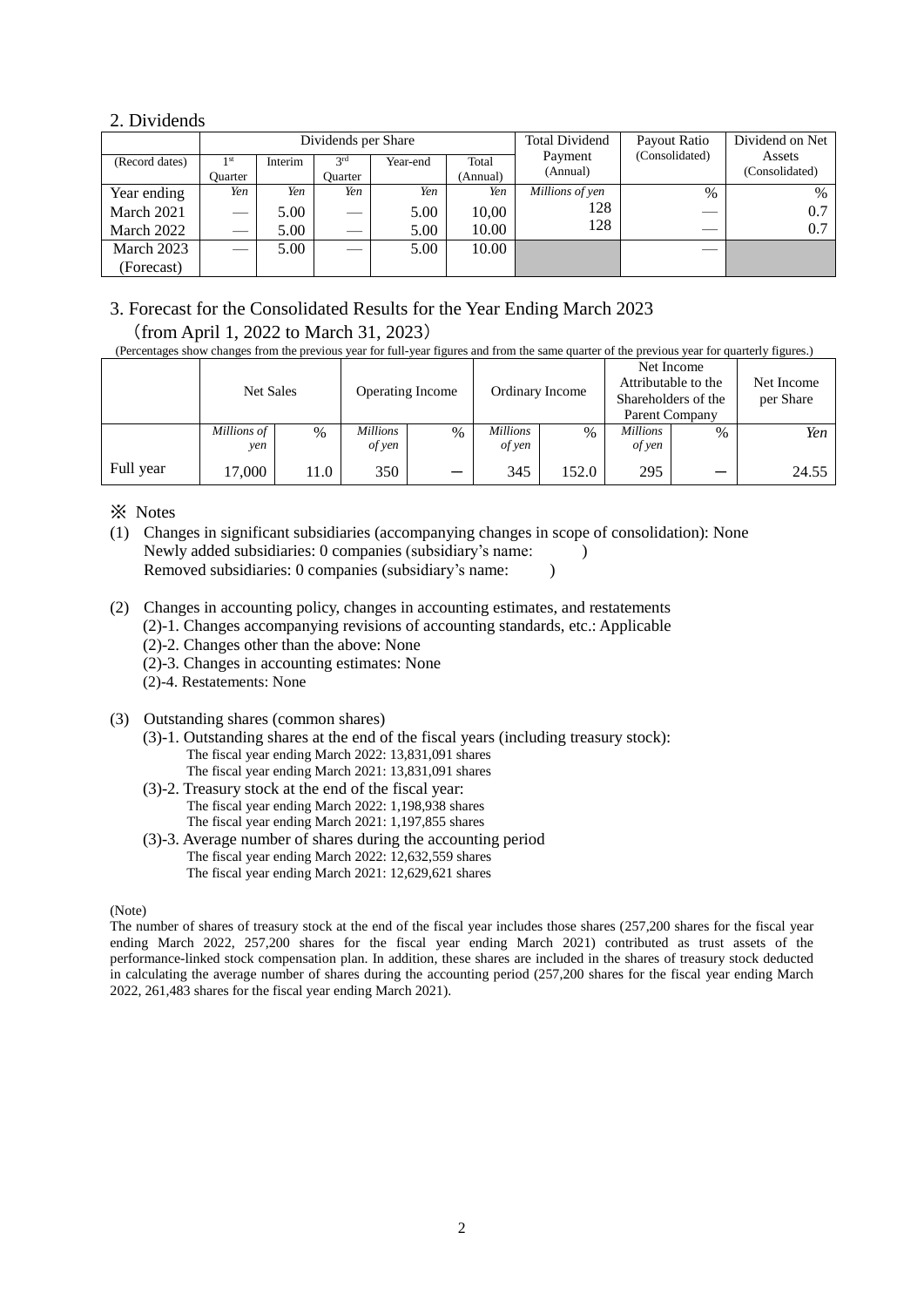## 2. Dividends

| (Record dates) | Dividends per Share | | | | | Total Dividend Payment (Annual) | Payout Ratio (Consolidated) | Dividend on Net Assets (Consolidated) |
|---|---|---|---|---|---|---|---|---|
| | 1st Quarter | Interim | 3rd Quarter | Year-end | Total (Annual) | | | |
| Year ending | *Yen* | *Yen* | *Yen* | *Yen* | *Yen* | *Millions of yen* | % | % |
| March 2021 | — | 5.00 | — | 5.00 | 10,00 | 128 | — | 0.7 |
| March 2022 | — | 5.00 | — | 5.00 | 10.00 | 128 | — | 0.7 |
| March 2023 (Forecast) | — | 5.00 | — | 5.00 | 10.00 | | — | |

## 3. Forecast for the Consolidated Results for the Year Ending March 2023 (from April 1, 2022 to March 31, 2023)

(Percentages show changes from the previous year for full-year figures and from the same quarter of the previous year for quarterly figures.)

| | Net Sales | | Operating Income | | Ordinary Income | | Net Income Attributable to the Shareholders of the Parent Company | | Net Income per Share |
|---|---|---|---|---|---|---|---|---|---|
| | *Millions of yen* | % | *Millions of yen* | % | *Millions of yen* | % | *Millions of yen* | % | *Yen* |
| Full year | 17,000 | 11.0 | 350 | — | 345 | 152.0 | 295 | — | 24.55 |

※ Notes

(1) Changes in significant subsidiaries (accompanying changes in scope of consolidation): None
Newly added subsidiaries: 0 companies (subsidiary's name: )
Removed subsidiaries: 0 companies (subsidiary's name: )

(2) Changes in accounting policy, changes in accounting estimates, and restatements
(2)-1. Changes accompanying revisions of accounting standards, etc.: Applicable
(2)-2. Changes other than the above: None
(2)-3. Changes in accounting estimates: None
(2)-4. Restatements: None

(3) Outstanding shares (common shares)
(3)-1. Outstanding shares at the end of the fiscal years (including treasury stock):
The fiscal year ending March 2022: 13,831,091 shares
The fiscal year ending March 2021: 13,831,091 shares
(3)-2. Treasury stock at the end of the fiscal year:
The fiscal year ending March 2022: 1,198,938 shares
The fiscal year ending March 2021: 1,197,855 shares
(3)-3. Average number of shares during the accounting period
The fiscal year ending March 2022: 12,632,559 shares
The fiscal year ending March 2021: 12,629,621 shares

(Note)
The number of shares of treasury stock at the end of the fiscal year includes those shares (257,200 shares for the fiscal year ending March 2022, 257,200 shares for the fiscal year ending March 2021) contributed as trust assets of the performance-linked stock compensation plan. In addition, these shares are included in the shares of treasury stock deducted in calculating the average number of shares during the accounting period (257,200 shares for the fiscal year ending March 2022, 261,483 shares for the fiscal year ending March 2021).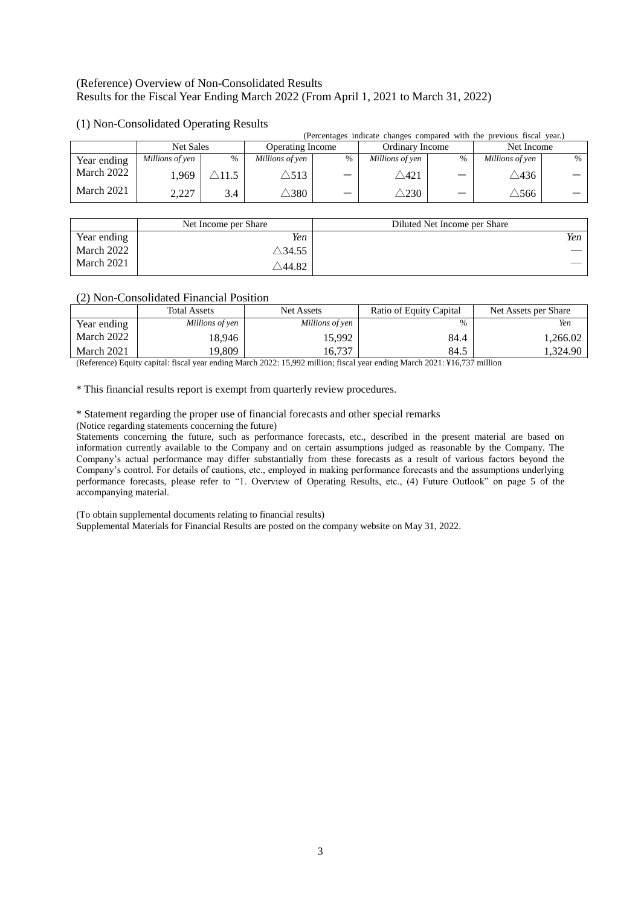(Reference) Overview of Non-Consolidated Results
Results for the Fiscal Year Ending March 2022 (From April 1, 2021 to March 31, 2022)

(1) Non-Consolidated Operating Results

(Percentages indicate changes compared with the previous fiscal year.)

| | Net Sales | | Operating Income | | Ordinary Income | | Net Income | |
|---|---|---|---|---|---|---|---|---|
| Year ending | *Millions of yen* | % | *Millions of yen* | % | *Millions of yen* | % | *Millions of yen* | % |
| March 2022 | 1,969 | △11.5 | △513 | ― | △421 | ― | △436 | ― |
| March 2021 | 2,227 | 3.4 | △380 | ― | △230 | ― | △566 | ― |

| | Net Income per Share | Diluted Net Income per Share |
|---|---|---|
| Year ending | *Yen* | *Yen* |
| March 2022 | △34.55 | ― |
| March 2021 | △44.82 | ― |

(2) Non-Consolidated Financial Position

| | Total Assets | Net Assets | Ratio of Equity Capital | Net Assets per Share |
|---|---|---|---|---|
| Year ending | *Millions of yen* | *Millions of yen* | % | *Yen* |
| March 2022 | 18,946 | 15,992 | 84.4 | 1,266.02 |
| March 2021 | 19,809 | 16,737 | 84.5 | 1,324.90 |

(Reference) Equity capital: fiscal year ending March 2022: 15,992 million; fiscal year ending March 2021: ¥16,737 million

* This financial results report is exempt from quarterly review procedures.

* Statement regarding the proper use of financial forecasts and other special remarks

(Notice regarding statements concerning the future)

Statements concerning the future, such as performance forecasts, etc., described in the present material are based on information currently available to the Company and on certain assumptions judged as reasonable by the Company. The Company's actual performance may differ substantially from these forecasts as a result of various factors beyond the Company's control. For details of cautions, etc., employed in making performance forecasts and the assumptions underlying performance forecasts, please refer to "1. Overview of Operating Results, etc., (4) Future Outlook" on page 5 of the accompanying material.

(To obtain supplemental documents relating to financial results)

Supplemental Materials for Financial Results are posted on the company website on May 31, 2022.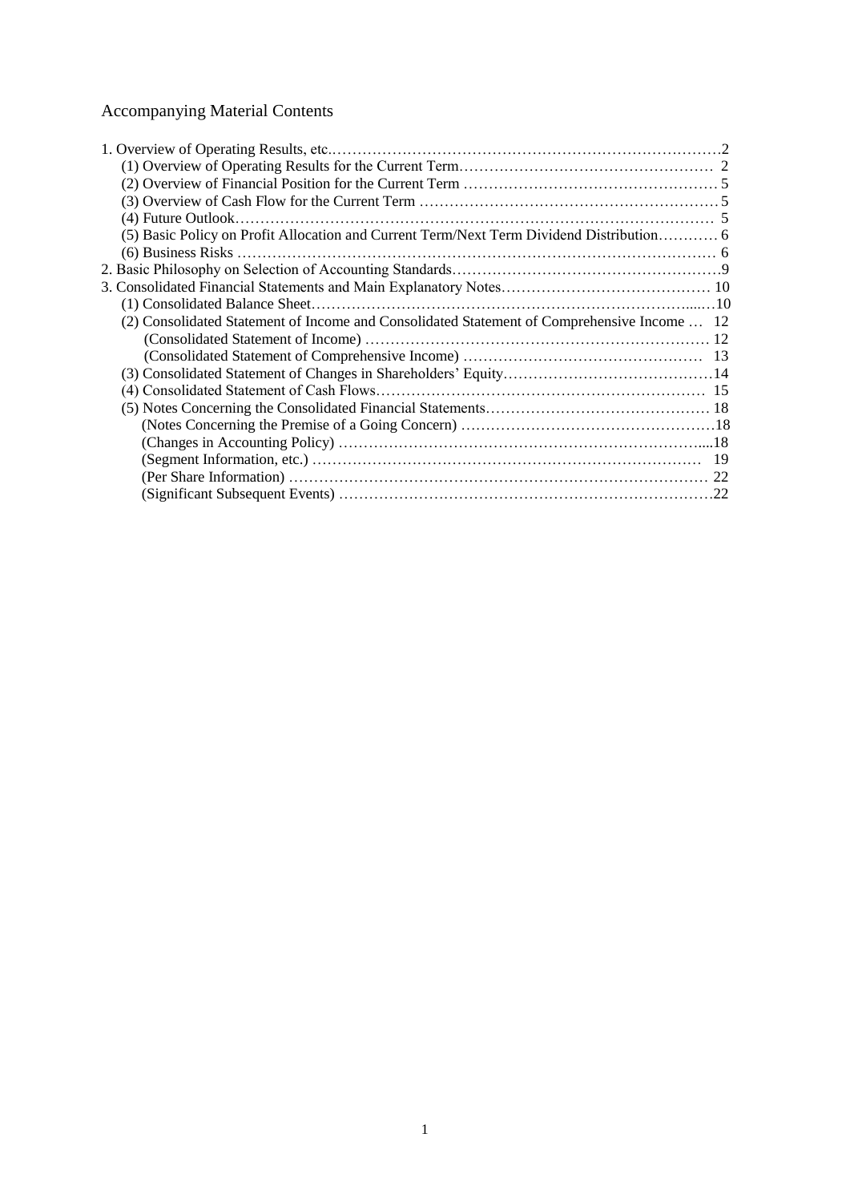## Accompanying Material Contents

1. Overview of Operating Results, etc. ............................................................................................2
   - (1) Overview of Operating Results for the Current Term ................................................. 2
   - (2) Overview of Financial Position for the Current Term .................................................. 5
   - (3) Overview of Cash Flow for the Current Term .............................................................. 5
   - (4) Future Outlook ............................................................................................................ 5
   - (5) Basic Policy on Profit Allocation and Current Term/Next Term Dividend Distribution ............ 6
   - (6) Business Risks ............................................................................................................ 6
2. Basic Philosophy on Selection of Accounting Standards ...........................................................9
3. Consolidated Financial Statements and Main Explanatory Notes ........................................... 10
   - (1) Consolidated Balance Sheet ......................................................................................10
   - (2) Consolidated Statement of Income and Consolidated Statement of Comprehensive Income ... 12
     - (Consolidated Statement of Income) .......................................................................... 12
     - (Consolidated Statement of Comprehensive Income) ................................................. 13
   - (3) Consolidated Statement of Changes in Shareholders' Equity ..........................................14
   - (4) Consolidated Statement of Cash Flows ...................................................................... 15
   - (5) Notes Concerning the Consolidated Financial Statements ............................................ 18
     - (Notes Concerning the Premise of a Going Concern) ..................................................18
     - (Changes in Accounting Policy) ....................................................................................18
     - (Segment Information, etc.) ........................................................................................ 19
     - (Per Share Information) .............................................................................................. 22
     - (Significant Subsequent Events) ...................................................................................22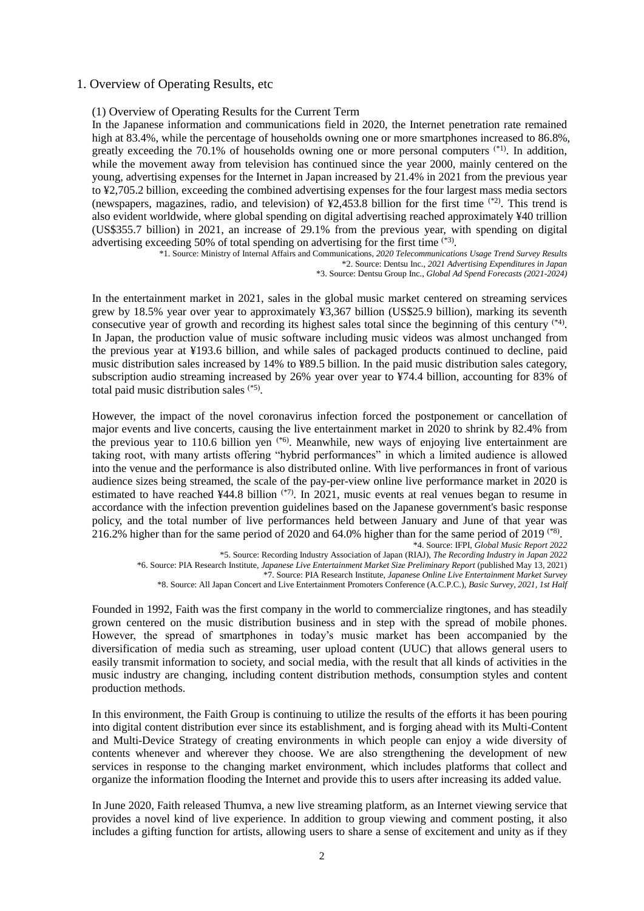## 1. Overview of Operating Results, etc

### (1) Overview of Operating Results for the Current Term

In the Japanese information and communications field in 2020, the Internet penetration rate remained high at 83.4%, while the percentage of households owning one or more smartphones increased to 86.8%, greatly exceeding the 70.1% of households owning one or more personal computers (*1). In addition, while the movement away from television has continued since the year 2000, mainly centered on the young, advertising expenses for the Internet in Japan increased by 21.4% in 2021 from the previous year to ¥2,705.2 billion, exceeding the combined advertising expenses for the four largest mass media sectors (newspapers, magazines, radio, and television) of ¥2,453.8 billion for the first time (*2). This trend is also evident worldwide, where global spending on digital advertising reached approximately ¥40 trillion (US$355.7 billion) in 2021, an increase of 29.1% from the previous year, with spending on digital advertising exceeding 50% of total spending on advertising for the first time (*3).

*1. Source: Ministry of Internal Affairs and Communications, *2020 Telecommunications Usage Trend Survey Results*
*2. Source: Dentsu Inc., *2021 Advertising Expenditures in Japan*
*3. Source: Dentsu Group Inc., *Global Ad Spend Forecasts (2021-2024)*

In the entertainment market in 2021, sales in the global music market centered on streaming services grew by 18.5% year over year to approximately ¥3,367 billion (US$25.9 billion), marking its seventh consecutive year of growth and recording its highest sales total since the beginning of this century (*4). In Japan, the production value of music software including music videos was almost unchanged from the previous year at ¥193.6 billion, and while sales of packaged products continued to decline, paid music distribution sales increased by 14% to ¥89.5 billion. In the paid music distribution sales category, subscription audio streaming increased by 26% year over year to ¥74.4 billion, accounting for 83% of total paid music distribution sales (*5).

However, the impact of the novel coronavirus infection forced the postponement or cancellation of major events and live concerts, causing the live entertainment market in 2020 to shrink by 82.4% from the previous year to 110.6 billion yen (*6). Meanwhile, new ways of enjoying live entertainment are taking root, with many artists offering "hybrid performances" in which a limited audience is allowed into the venue and the performance is also distributed online. With live performances in front of various audience sizes being streamed, the scale of the pay-per-view online live performance market in 2020 is estimated to have reached ¥44.8 billion (*7). In 2021, music events at real venues began to resume in accordance with the infection prevention guidelines based on the Japanese government's basic response policy, and the total number of live performances held between January and June of that year was 216.2% higher than for the same period of 2020 and 64.0% higher than for the same period of 2019 (*8).

*4. Source: IFPI, *Global Music Report 2022*
*5. Source: Recording Industry Association of Japan (RIAJ), *The Recording Industry in Japan 2022*
*6. Source: PIA Research Institute, *Japanese Live Entertainment Market Size Preliminary Report* (published May 13, 2021)
*7. Source: PIA Research Institute, *Japanese Online Live Entertainment Market Survey*
*8. Source: All Japan Concert and Live Entertainment Promoters Conference (A.C.P.C.), *Basic Survey, 2021, 1st Half*

Founded in 1992, Faith was the first company in the world to commercialize ringtones, and has steadily grown centered on the music distribution business and in step with the spread of mobile phones. However, the spread of smartphones in today's music market has been accompanied by the diversification of media such as streaming, user upload content (UUC) that allows general users to easily transmit information to society, and social media, with the result that all kinds of activities in the music industry are changing, including content distribution methods, consumption styles and content production methods.

In this environment, the Faith Group is continuing to utilize the results of the efforts it has been pouring into digital content distribution ever since its establishment, and is forging ahead with its Multi-Content and Multi-Device Strategy of creating environments in which people can enjoy a wide diversity of contents whenever and wherever they choose. We are also strengthening the development of new services in response to the changing market environment, which includes platforms that collect and organize the information flooding the Internet and provide this to users after increasing its added value.

In June 2020, Faith released Thumva, a new live streaming platform, as an Internet viewing service that provides a novel kind of live experience. In addition to group viewing and comment posting, it also includes a gifting function for artists, allowing users to share a sense of excitement and unity as if they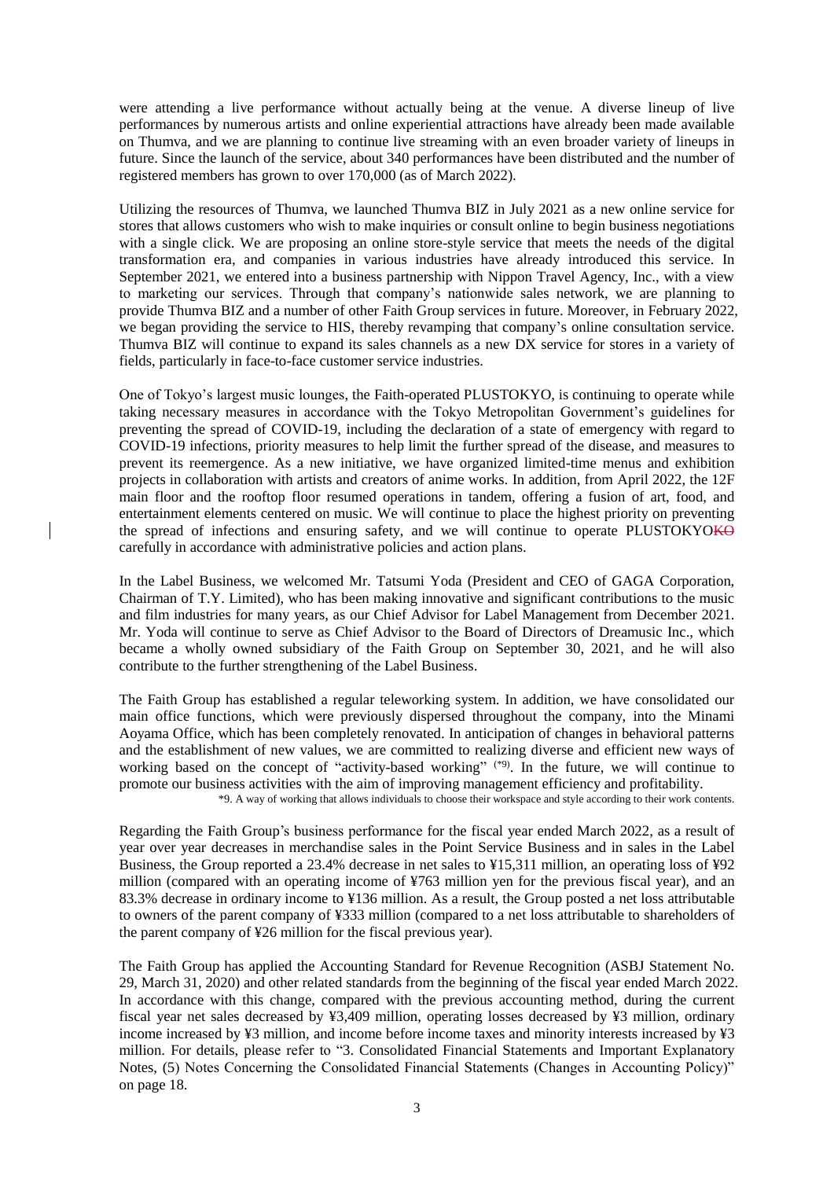were attending a live performance without actually being at the venue. A diverse lineup of live performances by numerous artists and online experiential attractions have already been made available on Thumva, and we are planning to continue live streaming with an even broader variety of lineups in future. Since the launch of the service, about 340 performances have been distributed and the number of registered members has grown to over 170,000 (as of March 2022).

Utilizing the resources of Thumva, we launched Thumva BIZ in July 2021 as a new online service for stores that allows customers who wish to make inquiries or consult online to begin business negotiations with a single click. We are proposing an online store-style service that meets the needs of the digital transformation era, and companies in various industries have already introduced this service. In September 2021, we entered into a business partnership with Nippon Travel Agency, Inc., with a view to marketing our services. Through that company's nationwide sales network, we are planning to provide Thumva BIZ and a number of other Faith Group services in future. Moreover, in February 2022, we began providing the service to HIS, thereby revamping that company's online consultation service. Thumva BIZ will continue to expand its sales channels as a new DX service for stores in a variety of fields, particularly in face-to-face customer service industries.

One of Tokyo's largest music lounges, the Faith-operated PLUSTOKYO, is continuing to operate while taking necessary measures in accordance with the Tokyo Metropolitan Government's guidelines for preventing the spread of COVID-19, including the declaration of a state of emergency with regard to COVID-19 infections, priority measures to help limit the further spread of the disease, and measures to prevent its reemergence. As a new initiative, we have organized limited-time menus and exhibition projects in collaboration with artists and creators of anime works. In addition, from April 2022, the 12F main floor and the rooftop floor resumed operations in tandem, offering a fusion of art, food, and entertainment elements centered on music. We will continue to place the highest priority on preventing the spread of infections and ensuring safety, and we will continue to operate PLUSTOKYO~~KO~~ carefully in accordance with administrative policies and action plans.

In the Label Business, we welcomed Mr. Tatsumi Yoda (President and CEO of GAGA Corporation, Chairman of T.Y. Limited), who has been making innovative and significant contributions to the music and film industries for many years, as our Chief Advisor for Label Management from December 2021. Mr. Yoda will continue to serve as Chief Advisor to the Board of Directors of Dreamusic Inc., which became a wholly owned subsidiary of the Faith Group on September 30, 2021, and he will also contribute to the further strengthening of the Label Business.

The Faith Group has established a regular teleworking system. In addition, we have consolidated our main office functions, which were previously dispersed throughout the company, into the Minami Aoyama Office, which has been completely renovated. In anticipation of changes in behavioral patterns and the establishment of new values, we are committed to realizing diverse and efficient new ways of working based on the concept of "activity-based working" (*9). In the future, we will continue to promote our business activities with the aim of improving management efficiency and profitability.

*9. A way of working that allows individuals to choose their workspace and style according to their work contents.

Regarding the Faith Group's business performance for the fiscal year ended March 2022, as a result of year over year decreases in merchandise sales in the Point Service Business and in sales in the Label Business, the Group reported a 23.4% decrease in net sales to ¥15,311 million, an operating loss of ¥92 million (compared with an operating income of ¥763 million yen for the previous fiscal year), and an 83.3% decrease in ordinary income to ¥136 million. As a result, the Group posted a net loss attributable to owners of the parent company of ¥333 million (compared to a net loss attributable to shareholders of the parent company of ¥26 million for the fiscal previous year).

The Faith Group has applied the Accounting Standard for Revenue Recognition (ASBJ Statement No. 29, March 31, 2020) and other related standards from the beginning of the fiscal year ended March 2022. In accordance with this change, compared with the previous accounting method, during the current fiscal year net sales decreased by ¥3,409 million, operating losses decreased by ¥3 million, ordinary income increased by ¥3 million, and income before income taxes and minority interests increased by ¥3 million. For details, please refer to "3. Consolidated Financial Statements and Important Explanatory Notes, (5) Notes Concerning the Consolidated Financial Statements (Changes in Accounting Policy)" on page 18.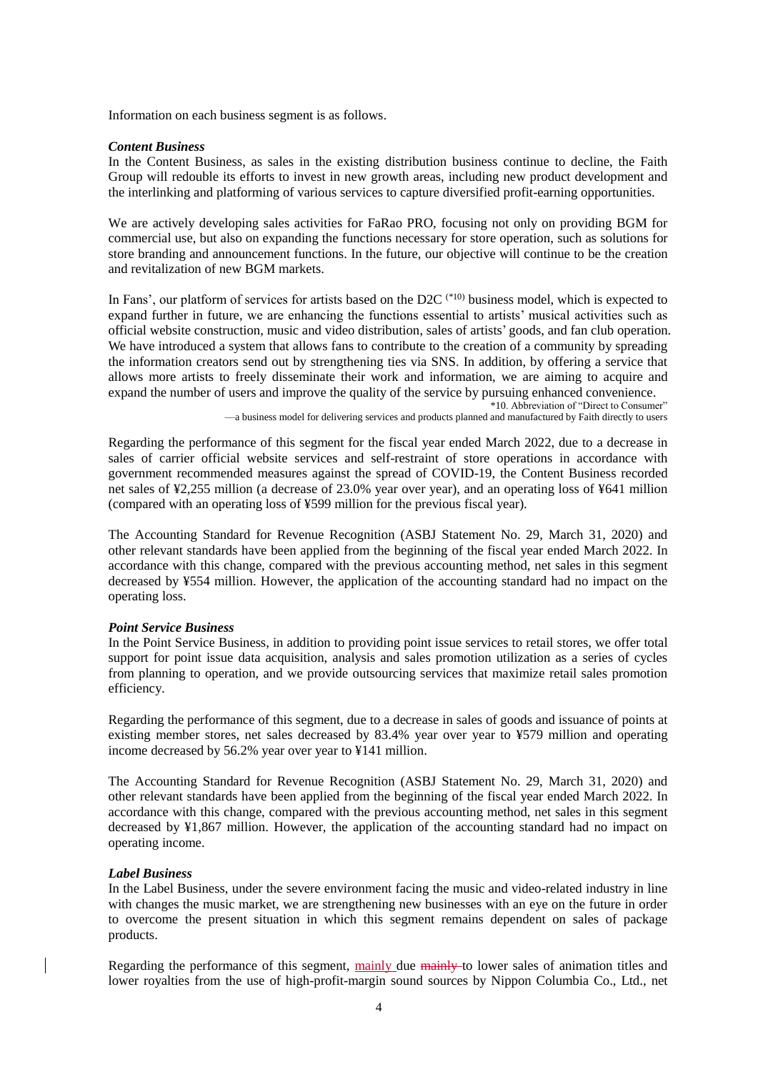Information on each business segment is as follows.

***Content Business***

In the Content Business, as sales in the existing distribution business continue to decline, the Faith Group will redouble its efforts to invest in new growth areas, including new product development and the interlinking and platforming of various services to capture diversified profit-earning opportunities.

We are actively developing sales activities for FaRao PRO, focusing not only on providing BGM for commercial use, but also on expanding the functions necessary for store operation, such as solutions for store branding and announcement functions. In the future, our objective will continue to be the creation and revitalization of new BGM markets.

In Fans', our platform of services for artists based on the D2C (*10) business model, which is expected to expand further in future, we are enhancing the functions essential to artists' musical activities such as official website construction, music and video distribution, sales of artists' goods, and fan club operation. We have introduced a system that allows fans to contribute to the creation of a community by spreading the information creators send out by strengthening ties via SNS. In addition, by offering a service that allows more artists to freely disseminate their work and information, we are aiming to acquire and expand the number of users and improve the quality of the service by pursuing enhanced convenience.

*10. Abbreviation of "Direct to Consumer"
—a business model for delivering services and products planned and manufactured by Faith directly to users

Regarding the performance of this segment for the fiscal year ended March 2022, due to a decrease in sales of carrier official website services and self-restraint of store operations in accordance with government recommended measures against the spread of COVID-19, the Content Business recorded net sales of ¥2,255 million (a decrease of 23.0% year over year), and an operating loss of ¥641 million (compared with an operating loss of ¥599 million for the previous fiscal year).

The Accounting Standard for Revenue Recognition (ASBJ Statement No. 29, March 31, 2020) and other relevant standards have been applied from the beginning of the fiscal year ended March 2022. In accordance with this change, compared with the previous accounting method, net sales in this segment decreased by ¥554 million. However, the application of the accounting standard had no impact on the operating loss.

***Point Service Business***

In the Point Service Business, in addition to providing point issue services to retail stores, we offer total support for point issue data acquisition, analysis and sales promotion utilization as a series of cycles from planning to operation, and we provide outsourcing services that maximize retail sales promotion efficiency.

Regarding the performance of this segment, due to a decrease in sales of goods and issuance of points at existing member stores, net sales decreased by 83.4% year over year to ¥579 million and operating income decreased by 56.2% year over year to ¥141 million.

The Accounting Standard for Revenue Recognition (ASBJ Statement No. 29, March 31, 2020) and other relevant standards have been applied from the beginning of the fiscal year ended March 2022. In accordance with this change, compared with the previous accounting method, net sales in this segment decreased by ¥1,867 million. However, the application of the accounting standard had no impact on operating income.

***Label Business***

In the Label Business, under the severe environment facing the music and video-related industry in line with changes the music market, we are strengthening new businesses with an eye on the future in order to overcome the present situation in which this segment remains dependent on sales of package products.

Regarding the performance of this segment, mainly due ~~mainly~~ to lower sales of animation titles and lower royalties from the use of high-profit-margin sound sources by Nippon Columbia Co., Ltd., net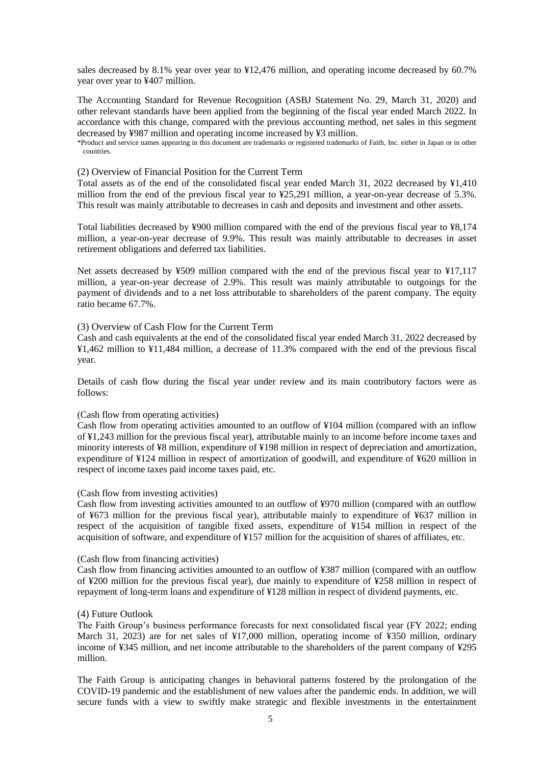sales decreased by 8.1% year over year to ¥12,476 million, and operating income decreased by 60.7% year over year to ¥407 million.

The Accounting Standard for Revenue Recognition (ASBJ Statement No. 29, March 31, 2020) and other relevant standards have been applied from the beginning of the fiscal year ended March 2022. In accordance with this change, compared with the previous accounting method, net sales in this segment decreased by ¥987 million and operating income increased by ¥3 million.

*Product and service names appearing in this document are trademarks or registered trademarks of Faith, Inc. either in Japan or in other countries.

(2) Overview of Financial Position for the Current Term

Total assets as of the end of the consolidated fiscal year ended March 31, 2022 decreased by ¥1,410 million from the end of the previous fiscal year to ¥25,291 million, a year-on-year decrease of 5.3%. This result was mainly attributable to decreases in cash and deposits and investment and other assets.

Total liabilities decreased by ¥900 million compared with the end of the previous fiscal year to ¥8,174 million, a year-on-year decrease of 9.9%. This result was mainly attributable to decreases in asset retirement obligations and deferred tax liabilities.

Net assets decreased by ¥509 million compared with the end of the previous fiscal year to ¥17,117 million, a year-on-year decrease of 2.9%. This result was mainly attributable to outgoings for the payment of dividends and to a net loss attributable to shareholders of the parent company. The equity ratio became 67.7%.

(3) Overview of Cash Flow for the Current Term

Cash and cash equivalents at the end of the consolidated fiscal year ended March 31, 2022 decreased by ¥1,462 million to ¥11,484 million, a decrease of 11.3% compared with the end of the previous fiscal year.

Details of cash flow during the fiscal year under review and its main contributory factors were as follows:

(Cash flow from operating activities)

Cash flow from operating activities amounted to an outflow of ¥104 million (compared with an inflow of ¥1,243 million for the previous fiscal year), attributable mainly to an income before income taxes and minority interests of ¥8 million, expenditure of ¥198 million in respect of depreciation and amortization, expenditure of ¥124 million in respect of amortization of goodwill, and expenditure of ¥620 million in respect of income taxes paid income taxes paid, etc.

(Cash flow from investing activities)

Cash flow from investing activities amounted to an outflow of ¥970 million (compared with an outflow of ¥673 million for the previous fiscal year), attributable mainly to expenditure of ¥637 million in respect of the acquisition of tangible fixed assets, expenditure of ¥154 million in respect of the acquisition of software, and expenditure of ¥157 million for the acquisition of shares of affiliates, etc.

(Cash flow from financing activities)

Cash flow from financing activities amounted to an outflow of ¥387 million (compared with an outflow of ¥200 million for the previous fiscal year), due mainly to expenditure of ¥258 million in respect of repayment of long-term loans and expenditure of ¥128 million in respect of dividend payments, etc.

(4) Future Outlook

The Faith Group's business performance forecasts for next consolidated fiscal year (FY 2022; ending March 31, 2023) are for net sales of ¥17,000 million, operating income of ¥350 million, ordinary income of ¥345 million, and net income attributable to the shareholders of the parent company of ¥295 million.

The Faith Group is anticipating changes in behavioral patterns fostered by the prolongation of the COVID-19 pandemic and the establishment of new values after the pandemic ends. In addition, we will secure funds with a view to swiftly make strategic and flexible investments in the entertainment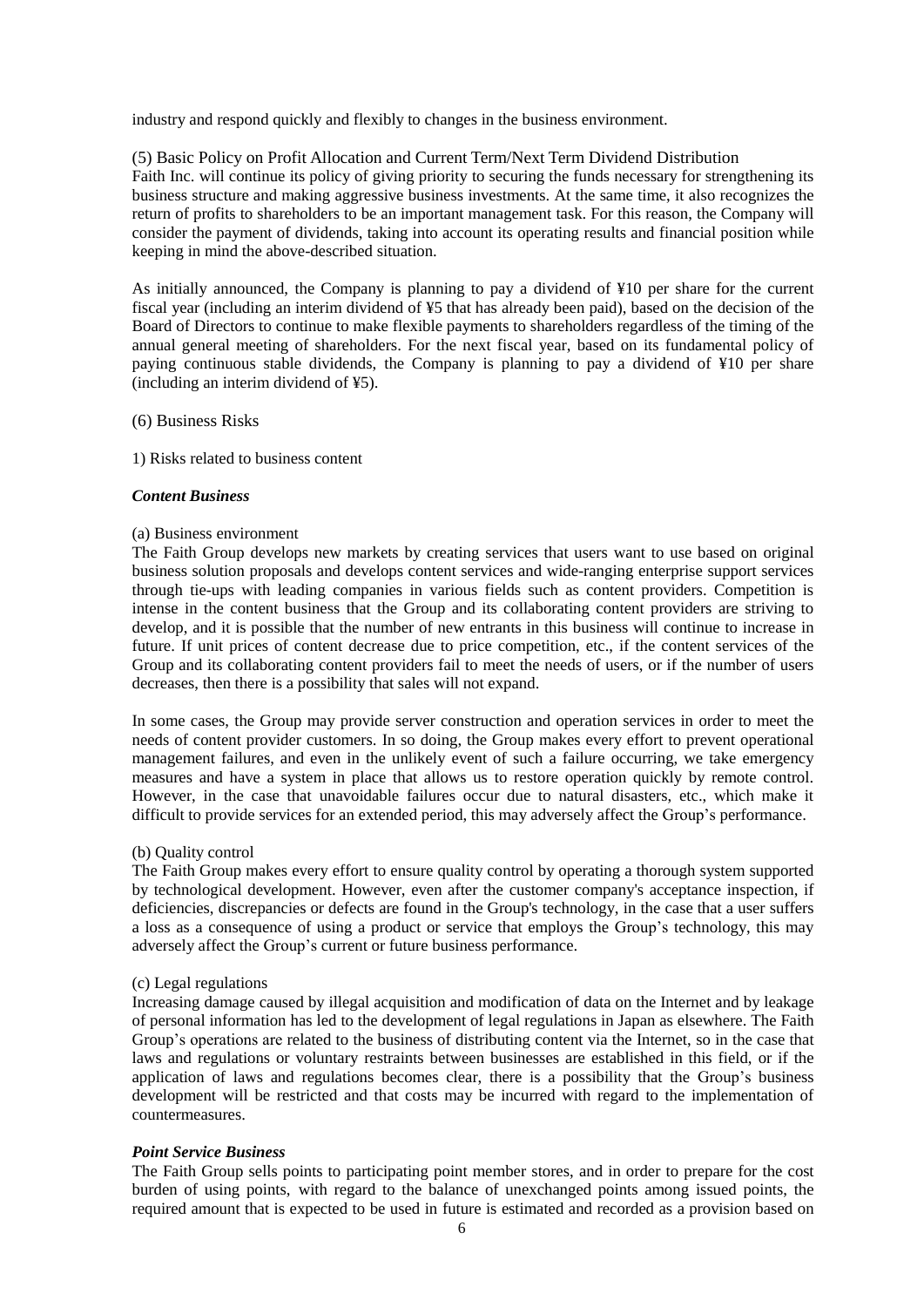industry and respond quickly and flexibly to changes in the business environment.

## (5) Basic Policy on Profit Allocation and Current Term/Next Term Dividend Distribution

Faith Inc. will continue its policy of giving priority to securing the funds necessary for strengthening its business structure and making aggressive business investments. At the same time, it also recognizes the return of profits to shareholders to be an important management task. For this reason, the Company will consider the payment of dividends, taking into account its operating results and financial position while keeping in mind the above-described situation.

As initially announced, the Company is planning to pay a dividend of ¥10 per share for the current fiscal year (including an interim dividend of ¥5 that has already been paid), based on the decision of the Board of Directors to continue to make flexible payments to shareholders regardless of the timing of the annual general meeting of shareholders. For the next fiscal year, based on its fundamental policy of paying continuous stable dividends, the Company is planning to pay a dividend of ¥10 per share (including an interim dividend of ¥5).

## (6) Business Risks

### 1) Risks related to business content

***Content Business***

(a) Business environment

The Faith Group develops new markets by creating services that users want to use based on original business solution proposals and develops content services and wide-ranging enterprise support services through tie-ups with leading companies in various fields such as content providers. Competition is intense in the content business that the Group and its collaborating content providers are striving to develop, and it is possible that the number of new entrants in this business will continue to increase in future. If unit prices of content decrease due to price competition, etc., if the content services of the Group and its collaborating content providers fail to meet the needs of users, or if the number of users decreases, then there is a possibility that sales will not expand.

In some cases, the Group may provide server construction and operation services in order to meet the needs of content provider customers. In so doing, the Group makes every effort to prevent operational management failures, and even in the unlikely event of such a failure occurring, we take emergency measures and have a system in place that allows us to restore operation quickly by remote control. However, in the case that unavoidable failures occur due to natural disasters, etc., which make it difficult to provide services for an extended period, this may adversely affect the Group's performance.

(b) Quality control

The Faith Group makes every effort to ensure quality control by operating a thorough system supported by technological development. However, even after the customer company's acceptance inspection, if deficiencies, discrepancies or defects are found in the Group's technology, in the case that a user suffers a loss as a consequence of using a product or service that employs the Group's technology, this may adversely affect the Group's current or future business performance.

(c) Legal regulations

Increasing damage caused by illegal acquisition and modification of data on the Internet and by leakage of personal information has led to the development of legal regulations in Japan as elsewhere. The Faith Group's operations are related to the business of distributing content via the Internet, so in the case that laws and regulations or voluntary restraints between businesses are established in this field, or if the application of laws and regulations becomes clear, there is a possibility that the Group's business development will be restricted and that costs may be incurred with regard to the implementation of countermeasures.

***Point Service Business***

The Faith Group sells points to participating point member stores, and in order to prepare for the cost burden of using points, with regard to the balance of unexchanged points among issued points, the required amount that is expected to be used in future is estimated and recorded as a provision based on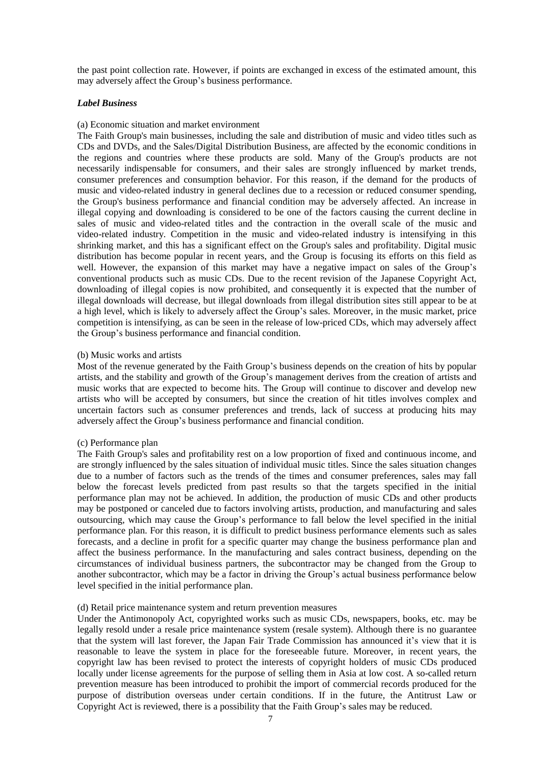the past point collection rate. However, if points are exchanged in excess of the estimated amount, this may adversely affect the Group's business performance.

***Label Business***

(a) Economic situation and market environment

The Faith Group's main businesses, including the sale and distribution of music and video titles such as CDs and DVDs, and the Sales/Digital Distribution Business, are affected by the economic conditions in the regions and countries where these products are sold. Many of the Group's products are not necessarily indispensable for consumers, and their sales are strongly influenced by market trends, consumer preferences and consumption behavior. For this reason, if the demand for the products of music and video-related industry in general declines due to a recession or reduced consumer spending, the Group's business performance and financial condition may be adversely affected. An increase in illegal copying and downloading is considered to be one of the factors causing the current decline in sales of music and video-related titles and the contraction in the overall scale of the music and video-related industry. Competition in the music and video-related industry is intensifying in this shrinking market, and this has a significant effect on the Group's sales and profitability. Digital music distribution has become popular in recent years, and the Group is focusing its efforts on this field as well. However, the expansion of this market may have a negative impact on sales of the Group's conventional products such as music CDs. Due to the recent revision of the Japanese Copyright Act, downloading of illegal copies is now prohibited, and consequently it is expected that the number of illegal downloads will decrease, but illegal downloads from illegal distribution sites still appear to be at a high level, which is likely to adversely affect the Group's sales. Moreover, in the music market, price competition is intensifying, as can be seen in the release of low-priced CDs, which may adversely affect the Group's business performance and financial condition.

(b) Music works and artists

Most of the revenue generated by the Faith Group's business depends on the creation of hits by popular artists, and the stability and growth of the Group's management derives from the creation of artists and music works that are expected to become hits. The Group will continue to discover and develop new artists who will be accepted by consumers, but since the creation of hit titles involves complex and uncertain factors such as consumer preferences and trends, lack of success at producing hits may adversely affect the Group's business performance and financial condition.

(c) Performance plan

The Faith Group's sales and profitability rest on a low proportion of fixed and continuous income, and are strongly influenced by the sales situation of individual music titles. Since the sales situation changes due to a number of factors such as the trends of the times and consumer preferences, sales may fall below the forecast levels predicted from past results so that the targets specified in the initial performance plan may not be achieved. In addition, the production of music CDs and other products may be postponed or canceled due to factors involving artists, production, and manufacturing and sales outsourcing, which may cause the Group's performance to fall below the level specified in the initial performance plan. For this reason, it is difficult to predict business performance elements such as sales forecasts, and a decline in profit for a specific quarter may change the business performance plan and affect the business performance. In the manufacturing and sales contract business, depending on the circumstances of individual business partners, the subcontractor may be changed from the Group to another subcontractor, which may be a factor in driving the Group's actual business performance below level specified in the initial performance plan.

(d) Retail price maintenance system and return prevention measures

Under the Antimonopoly Act, copyrighted works such as music CDs, newspapers, books, etc. may be legally resold under a resale price maintenance system (resale system). Although there is no guarantee that the system will last forever, the Japan Fair Trade Commission has announced it's view that it is reasonable to leave the system in place for the foreseeable future. Moreover, in recent years, the copyright law has been revised to protect the interests of copyright holders of music CDs produced locally under license agreements for the purpose of selling them in Asia at low cost. A so-called return prevention measure has been introduced to prohibit the import of commercial records produced for the purpose of distribution overseas under certain conditions. If in the future, the Antitrust Law or Copyright Act is reviewed, there is a possibility that the Faith Group's sales may be reduced.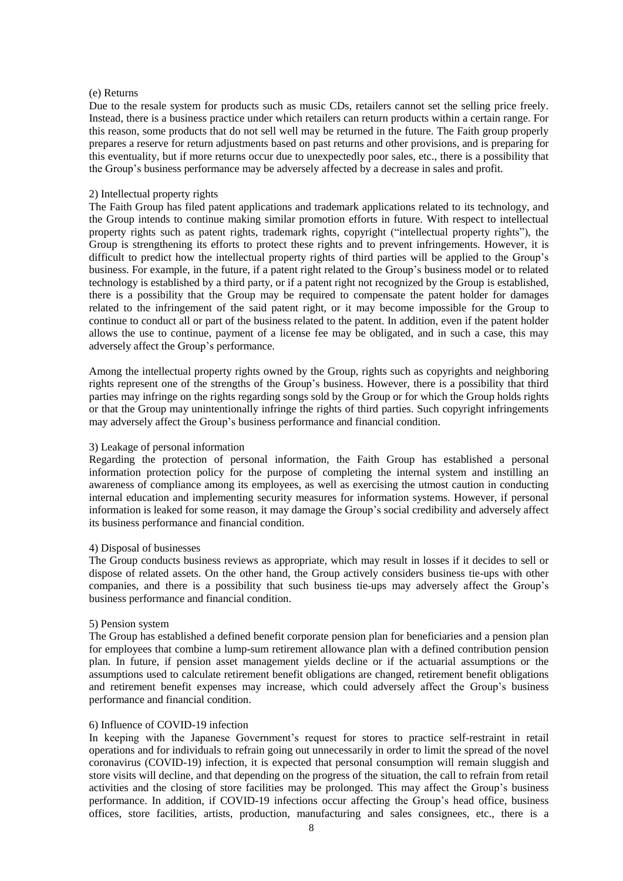(e) Returns

Due to the resale system for products such as music CDs, retailers cannot set the selling price freely. Instead, there is a business practice under which retailers can return products within a certain range. For this reason, some products that do not sell well may be returned in the future. The Faith group properly prepares a reserve for return adjustments based on past returns and other provisions, and is preparing for this eventuality, but if more returns occur due to unexpectedly poor sales, etc., there is a possibility that the Group's business performance may be adversely affected by a decrease in sales and profit.

2) Intellectual property rights

The Faith Group has filed patent applications and trademark applications related to its technology, and the Group intends to continue making similar promotion efforts in future. With respect to intellectual property rights such as patent rights, trademark rights, copyright ("intellectual property rights"), the Group is strengthening its efforts to protect these rights and to prevent infringements. However, it is difficult to predict how the intellectual property rights of third parties will be applied to the Group's business. For example, in the future, if a patent right related to the Group's business model or to related technology is established by a third party, or if a patent right not recognized by the Group is established, there is a possibility that the Group may be required to compensate the patent holder for damages related to the infringement of the said patent right, or it may become impossible for the Group to continue to conduct all or part of the business related to the patent. In addition, even if the patent holder allows the use to continue, payment of a license fee may be obligated, and in such a case, this may adversely affect the Group's performance.

Among the intellectual property rights owned by the Group, rights such as copyrights and neighboring rights represent one of the strengths of the Group's business. However, there is a possibility that third parties may infringe on the rights regarding songs sold by the Group or for which the Group holds rights or that the Group may unintentionally infringe the rights of third parties. Such copyright infringements may adversely affect the Group's business performance and financial condition.

3) Leakage of personal information

Regarding the protection of personal information, the Faith Group has established a personal information protection policy for the purpose of completing the internal system and instilling an awareness of compliance among its employees, as well as exercising the utmost caution in conducting internal education and implementing security measures for information systems. However, if personal information is leaked for some reason, it may damage the Group's social credibility and adversely affect its business performance and financial condition.

4) Disposal of businesses

The Group conducts business reviews as appropriate, which may result in losses if it decides to sell or dispose of related assets. On the other hand, the Group actively considers business tie-ups with other companies, and there is a possibility that such business tie-ups may adversely affect the Group's business performance and financial condition.

5) Pension system

The Group has established a defined benefit corporate pension plan for beneficiaries and a pension plan for employees that combine a lump-sum retirement allowance plan with a defined contribution pension plan. In future, if pension asset management yields decline or if the actuarial assumptions or the assumptions used to calculate retirement benefit obligations are changed, retirement benefit obligations and retirement benefit expenses may increase, which could adversely affect the Group's business performance and financial condition.

6) Influence of COVID-19 infection

In keeping with the Japanese Government's request for stores to practice self-restraint in retail operations and for individuals to refrain going out unnecessarily in order to limit the spread of the novel coronavirus (COVID-19) infection, it is expected that personal consumption will remain sluggish and store visits will decline, and that depending on the progress of the situation, the call to refrain from retail activities and the closing of store facilities may be prolonged. This may affect the Group's business performance. In addition, if COVID-19 infections occur affecting the Group's head office, business offices, store facilities, artists, production, manufacturing and sales consignees, etc., there is a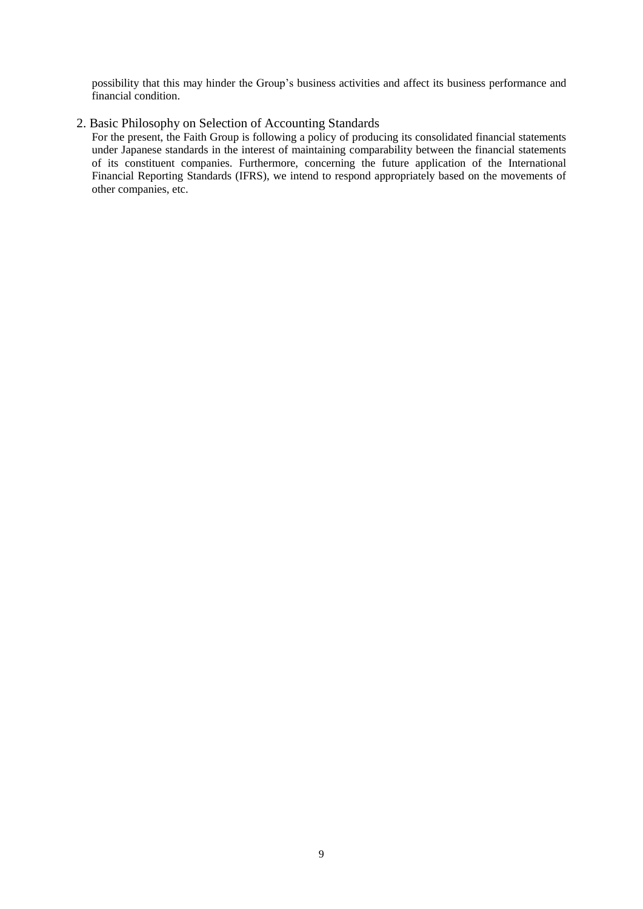possibility that this may hinder the Group's business activities and affect its business performance and financial condition.

## 2. Basic Philosophy on Selection of Accounting Standards

For the present, the Faith Group is following a policy of producing its consolidated financial statements under Japanese standards in the interest of maintaining comparability between the financial statements of its constituent companies. Furthermore, concerning the future application of the International Financial Reporting Standards (IFRS), we intend to respond appropriately based on the movements of other companies, etc.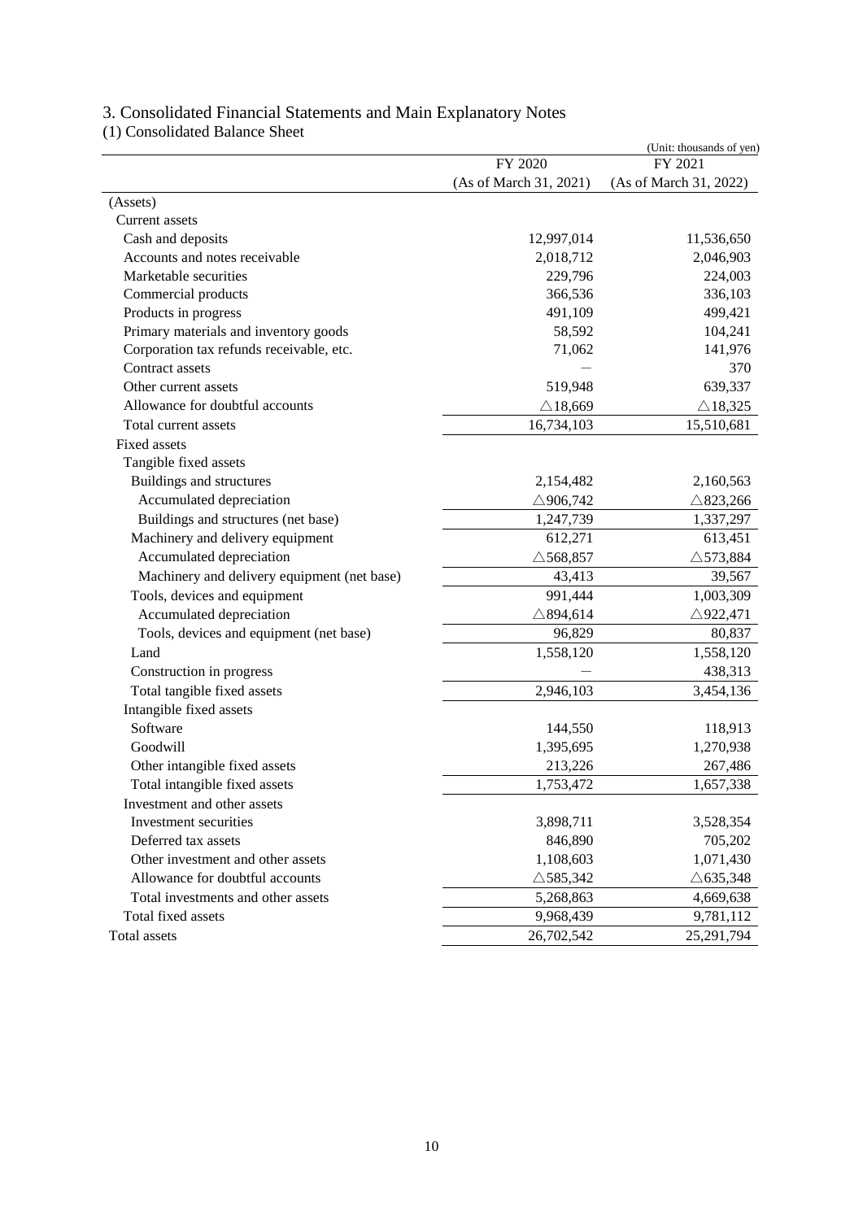# 3. Consolidated Financial Statements and Main Explanatory Notes

## (1) Consolidated Balance Sheet

(Unit: thousands of yen)

| | FY 2020 (As of March 31, 2021) | FY 2021 (As of March 31, 2022) |
|---|---|---|
| (Assets) | | |
| Current assets | | |
| Cash and deposits | 12,997,014 | 11,536,650 |
| Accounts and notes receivable | 2,018,712 | 2,046,903 |
| Marketable securities | 229,796 | 224,003 |
| Commercial products | 366,536 | 336,103 |
| Products in progress | 491,109 | 499,421 |
| Primary materials and inventory goods | 58,592 | 104,241 |
| Corporation tax refunds receivable, etc. | 71,062 | 141,976 |
| Contract assets | — | 370 |
| Other current assets | 519,948 | 639,337 |
| Allowance for doubtful accounts | △18,669 | △18,325 |
| Total current assets | 16,734,103 | 15,510,681 |
| Fixed assets | | |
| Tangible fixed assets | | |
| Buildings and structures | 2,154,482 | 2,160,563 |
| Accumulated depreciation | △906,742 | △823,266 |
| Buildings and structures (net base) | 1,247,739 | 1,337,297 |
| Machinery and delivery equipment | 612,271 | 613,451 |
| Accumulated depreciation | △568,857 | △573,884 |
| Machinery and delivery equipment (net base) | 43,413 | 39,567 |
| Tools, devices and equipment | 991,444 | 1,003,309 |
| Accumulated depreciation | △894,614 | △922,471 |
| Tools, devices and equipment (net base) | 96,829 | 80,837 |
| Land | 1,558,120 | 1,558,120 |
| Construction in progress | — | 438,313 |
| Total tangible fixed assets | 2,946,103 | 3,454,136 |
| Intangible fixed assets | | |
| Software | 144,550 | 118,913 |
| Goodwill | 1,395,695 | 1,270,938 |
| Other intangible fixed assets | 213,226 | 267,486 |
| Total intangible fixed assets | 1,753,472 | 1,657,338 |
| Investment and other assets | | |
| Investment securities | 3,898,711 | 3,528,354 |
| Deferred tax assets | 846,890 | 705,202 |
| Other investment and other assets | 1,108,603 | 1,071,430 |
| Allowance for doubtful accounts | △585,342 | △635,348 |
| Total investments and other assets | 5,268,863 | 4,669,638 |
| Total fixed assets | 9,968,439 | 9,781,112 |
| Total assets | 26,702,542 | 25,291,794 |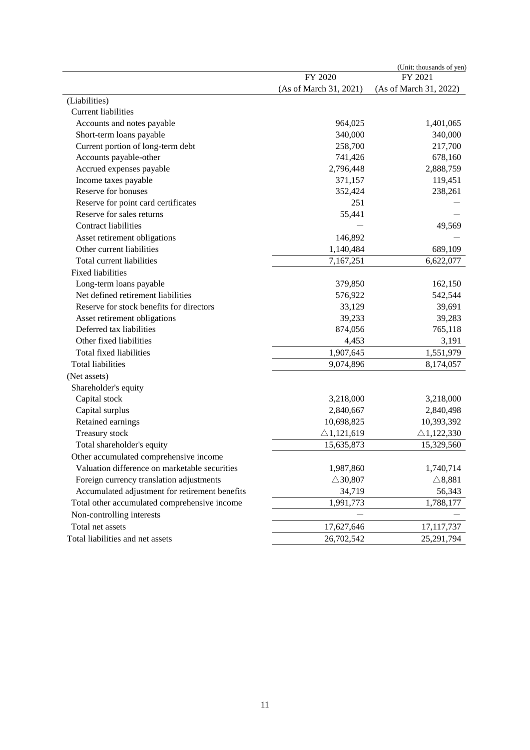(Unit: thousands of yen)

| | FY 2020<br>(As of March 31, 2021) | FY 2021<br>(As of March 31, 2022) |
|---|---|---|
| (Liabilities) | | |
| Current liabilities | | |
| Accounts and notes payable | 964,025 | 1,401,065 |
| Short-term loans payable | 340,000 | 340,000 |
| Current portion of long-term debt | 258,700 | 217,700 |
| Accounts payable-other | 741,426 | 678,160 |
| Accrued expenses payable | 2,796,448 | 2,888,759 |
| Income taxes payable | 371,157 | 119,451 |
| Reserve for bonuses | 352,424 | 238,261 |
| Reserve for point card certificates | 251 | — |
| Reserve for sales returns | 55,441 | — |
| Contract liabilities | — | 49,569 |
| Asset retirement obligations | 146,892 | — |
| Other current liabilities | 1,140,484 | 689,109 |
| Total current liabilities | 7,167,251 | 6,622,077 |
| Fixed liabilities | | |
| Long-term loans payable | 379,850 | 162,150 |
| Net defined retirement liabilities | 576,922 | 542,544 |
| Reserve for stock benefits for directors | 33,129 | 39,691 |
| Asset retirement obligations | 39,233 | 39,283 |
| Deferred tax liabilities | 874,056 | 765,118 |
| Other fixed liabilities | 4,453 | 3,191 |
| Total fixed liabilities | 1,907,645 | 1,551,979 |
| Total liabilities | 9,074,896 | 8,174,057 |
| (Net assets) | | |
| Shareholder's equity | | |
| Capital stock | 3,218,000 | 3,218,000 |
| Capital surplus | 2,840,667 | 2,840,498 |
| Retained earnings | 10,698,825 | 10,393,392 |
| Treasury stock | △1,121,619 | △1,122,330 |
| Total shareholder's equity | 15,635,873 | 15,329,560 |
| Other accumulated comprehensive income | | |
| Valuation difference on marketable securities | 1,987,860 | 1,740,714 |
| Foreign currency translation adjustments | △30,807 | △8,881 |
| Accumulated adjustment for retirement benefits | 34,719 | 56,343 |
| Total other accumulated comprehensive income | 1,991,773 | 1,788,177 |
| Non-controlling interests | — | — |
| Total net assets | 17,627,646 | 17,117,737 |
| Total liabilities and net assets | 26,702,542 | 25,291,794 |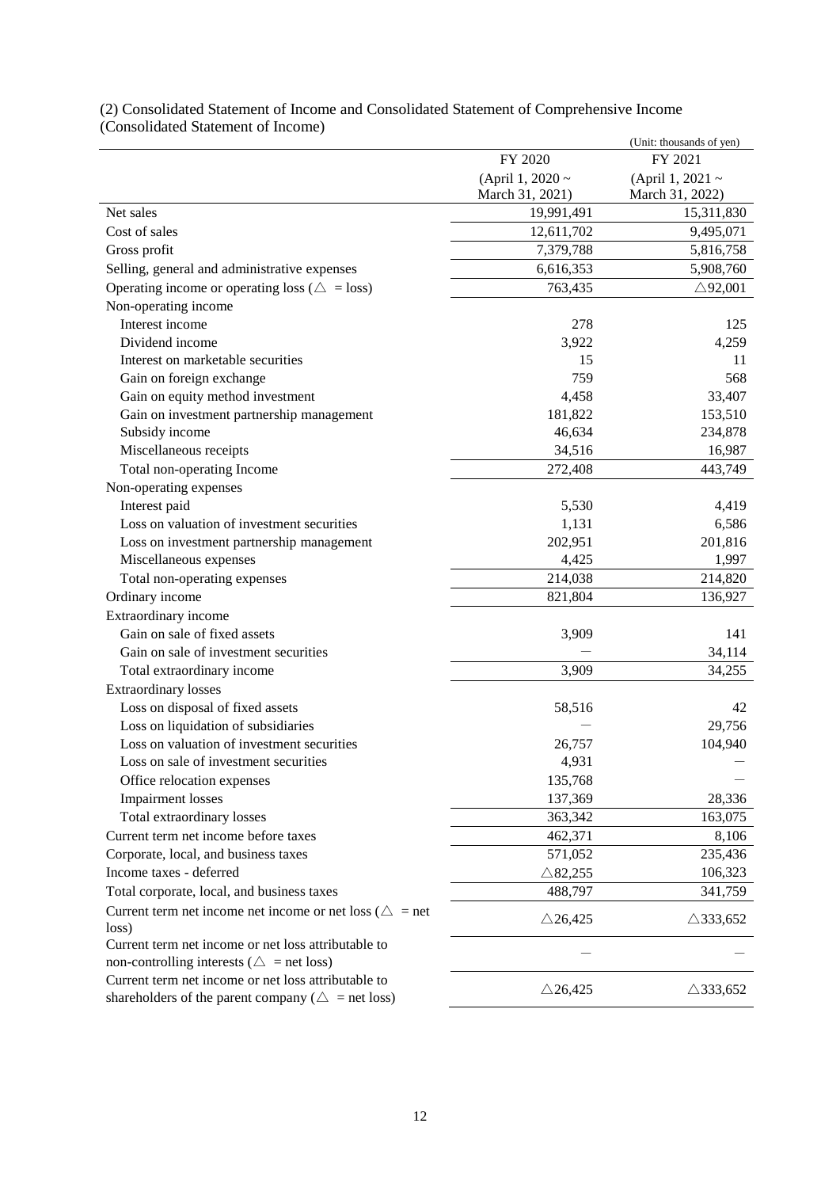(2) Consolidated Statement of Income and Consolidated Statement of Comprehensive Income

(Consolidated Statement of Income)

(Unit: thousands of yen)

| | FY 2020<br>(April 1, 2020 ~<br>March 31, 2021) | FY 2021<br>(April 1, 2021 ~<br>March 31, 2022) |
|---|---|---|
| Net sales | 19,991,491 | 15,311,830 |
| Cost of sales | 12,611,702 | 9,495,071 |
| Gross profit | 7,379,788 | 5,816,758 |
| Selling, general and administrative expenses | 6,616,353 | 5,908,760 |
| Operating income or operating loss (△ = loss) | 763,435 | △92,001 |
| Non-operating income | | |
| Interest income | 278 | 125 |
| Dividend income | 3,922 | 4,259 |
| Interest on marketable securities | 15 | 11 |
| Gain on foreign exchange | 759 | 568 |
| Gain on equity method investment | 4,458 | 33,407 |
| Gain on investment partnership management | 181,822 | 153,510 |
| Subsidy income | 46,634 | 234,878 |
| Miscellaneous receipts | 34,516 | 16,987 |
| Total non-operating Income | 272,408 | 443,749 |
| Non-operating expenses | | |
| Interest paid | 5,530 | 4,419 |
| Loss on valuation of investment securities | 1,131 | 6,586 |
| Loss on investment partnership management | 202,951 | 201,816 |
| Miscellaneous expenses | 4,425 | 1,997 |
| Total non-operating expenses | 214,038 | 214,820 |
| Ordinary income | 821,804 | 136,927 |
| Extraordinary income | | |
| Gain on sale of fixed assets | 3,909 | 141 |
| Gain on sale of investment securities | — | 34,114 |
| Total extraordinary income | 3,909 | 34,255 |
| Extraordinary losses | | |
| Loss on disposal of fixed assets | 58,516 | 42 |
| Loss on liquidation of subsidiaries | — | 29,756 |
| Loss on valuation of investment securities | 26,757 | 104,940 |
| Loss on sale of investment securities | 4,931 | — |
| Office relocation expenses | 135,768 | — |
| Impairment losses | 137,369 | 28,336 |
| Total extraordinary losses | 363,342 | 163,075 |
| Current term net income before taxes | 462,371 | 8,106 |
| Corporate, local, and business taxes | 571,052 | 235,436 |
| Income taxes - deferred | △82,255 | 106,323 |
| Total corporate, local, and business taxes | 488,797 | 341,759 |
| Current term net income net income or net loss (△ = net loss) | △26,425 | △333,652 |
| Current term net income or net loss attributable to non-controlling interests (△ = net loss) | — | — |
| Current term net income or net loss attributable to shareholders of the parent company (△ = net loss) | △26,425 | △333,652 |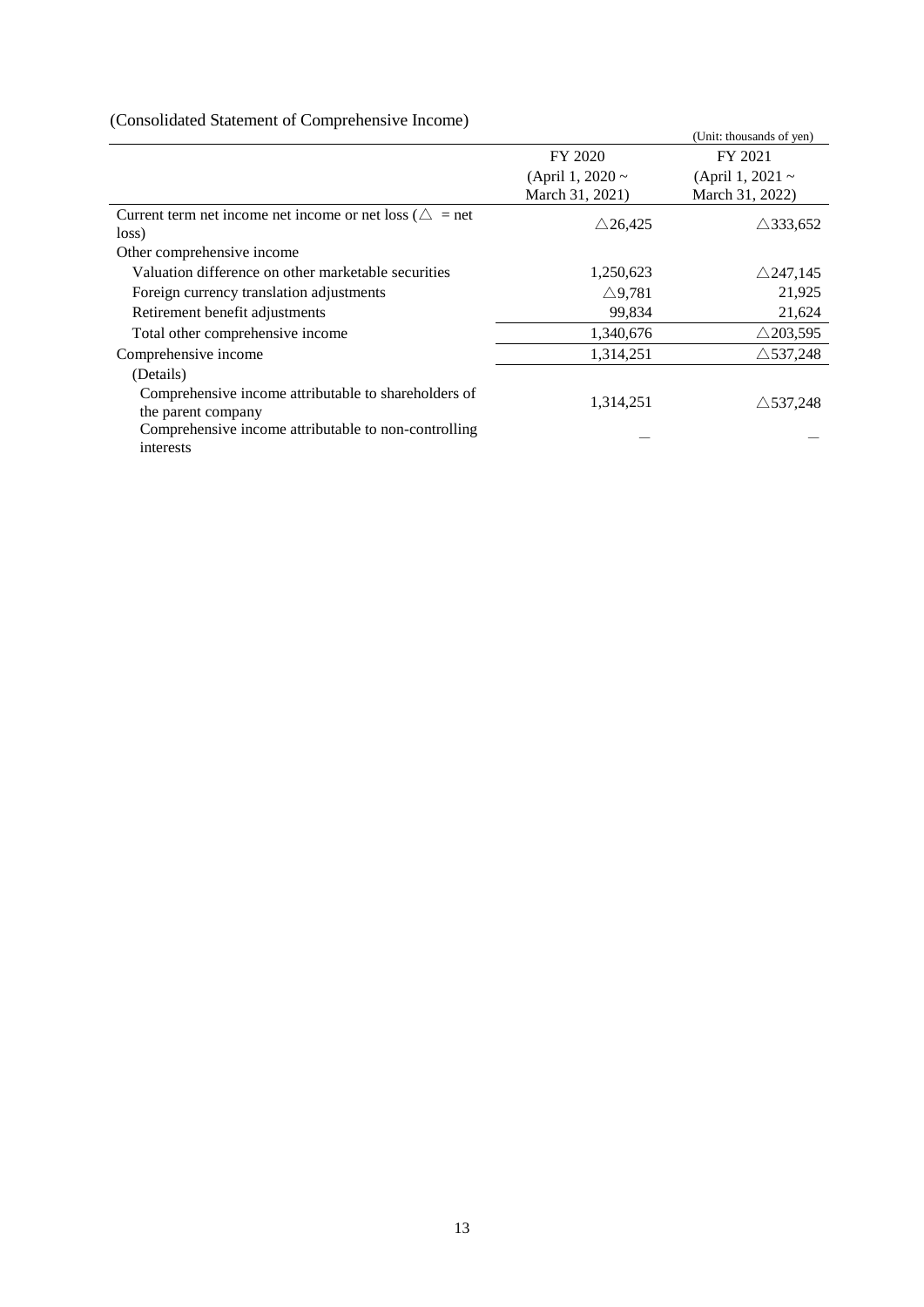(Consolidated Statement of Comprehensive Income)

(Unit: thousands of yen)

| | FY 2020 (April 1, 2020 ~ March 31, 2021) | FY 2021 (April 1, 2021 ~ March 31, 2022) |
|---|---|---|
| Current term net income net income or net loss (△ = net loss) | △26,425 | △333,652 |
| Other comprehensive income | | |
| Valuation difference on other marketable securities | 1,250,623 | △247,145 |
| Foreign currency translation adjustments | △9,781 | 21,925 |
| Retirement benefit adjustments | 99,834 | 21,624 |
| Total other comprehensive income | 1,340,676 | △203,595 |
| Comprehensive income | 1,314,251 | △537,248 |
| (Details) | | |
| Comprehensive income attributable to shareholders of the parent company | 1,314,251 | △537,248 |
| Comprehensive income attributable to non-controlling interests | — | — |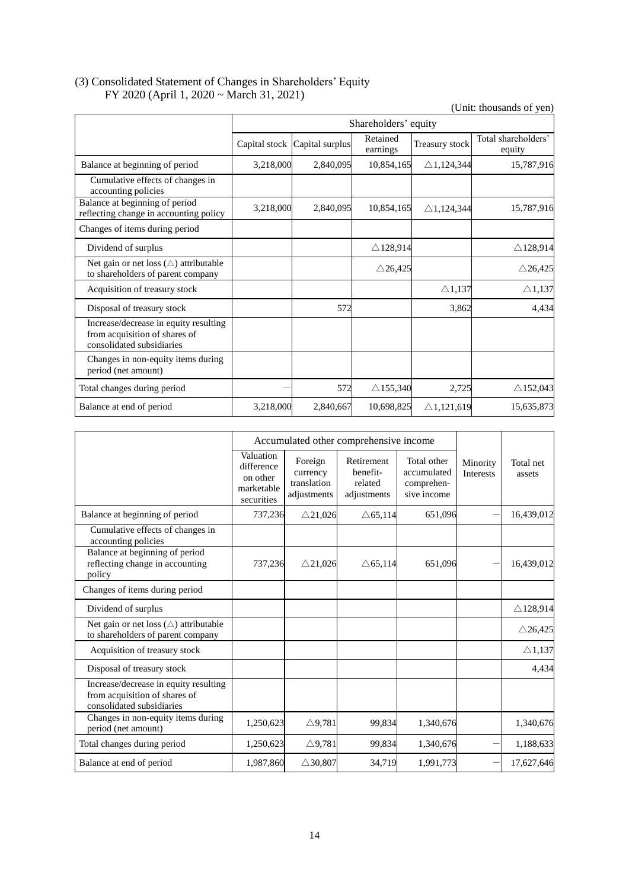### (3) Consolidated Statement of Changes in Shareholders' Equity
FY 2020 (April 1, 2020 ~ March 31, 2021)

(Unit: thousands of yen)

| | Shareholders' equity | | | | |
|---|---|---|---|---|---|
| | Capital stock | Capital surplus | Retained earnings | Treasury stock | Total shareholders' equity |
| Balance at beginning of period | 3,218,000 | 2,840,095 | 10,854,165 | △1,124,344 | 15,787,916 |
| Cumulative effects of changes in accounting policies | | | | | |
| Balance at beginning of period reflecting change in accounting policy | 3,218,000 | 2,840,095 | 10,854,165 | △1,124,344 | 15,787,916 |
| Changes of items during period | | | | | |
| Dividend of surplus | | | △128,914 | | △128,914 |
| Net gain or net loss (△) attributable to shareholders of parent company | | | △26,425 | | △26,425 |
| Acquisition of treasury stock | | | | △1,137 | △1,137 |
| Disposal of treasury stock | | 572 | | 3,862 | 4,434 |
| Increase/decrease in equity resulting from acquisition of shares of consolidated subsidiaries | | | | | |
| Changes in non-equity items during period (net amount) | | | | | |
| Total changes during period | — | 572 | △155,340 | 2,725 | △152,043 |
| Balance at end of period | 3,218,000 | 2,840,667 | 10,698,825 | △1,121,619 | 15,635,873 |

| | Accumulated other comprehensive income | | | | Minority Interests | Total net assets |
|---|---|---|---|---|---|---|
| | Valuation difference on other marketable securities | Foreign currency translation adjustments | Retirement benefit-related adjustments | Total other accumulated comprehensive income | | |
| Balance at beginning of period | 737,236 | △21,026 | △65,114 | 651,096 | — | 16,439,012 |
| Cumulative effects of changes in accounting policies | | | | | | |
| Balance at beginning of period reflecting change in accounting policy | 737,236 | △21,026 | △65,114 | 651,096 | — | 16,439,012 |
| Changes of items during period | | | | | | |
| Dividend of surplus | | | | | | △128,914 |
| Net gain or net loss (△) attributable to shareholders of parent company | | | | | | △26,425 |
| Acquisition of treasury stock | | | | | | △1,137 |
| Disposal of treasury stock | | | | | | 4,434 |
| Increase/decrease in equity resulting from acquisition of shares of consolidated subsidiaries | | | | | | |
| Changes in non-equity items during period (net amount) | 1,250,623 | △9,781 | 99,834 | 1,340,676 | | 1,340,676 |
| Total changes during period | 1,250,623 | △9,781 | 99,834 | 1,340,676 | — | 1,188,633 |
| Balance at end of period | 1,987,860 | △30,807 | 34,719 | 1,991,773 | — | 17,627,646 |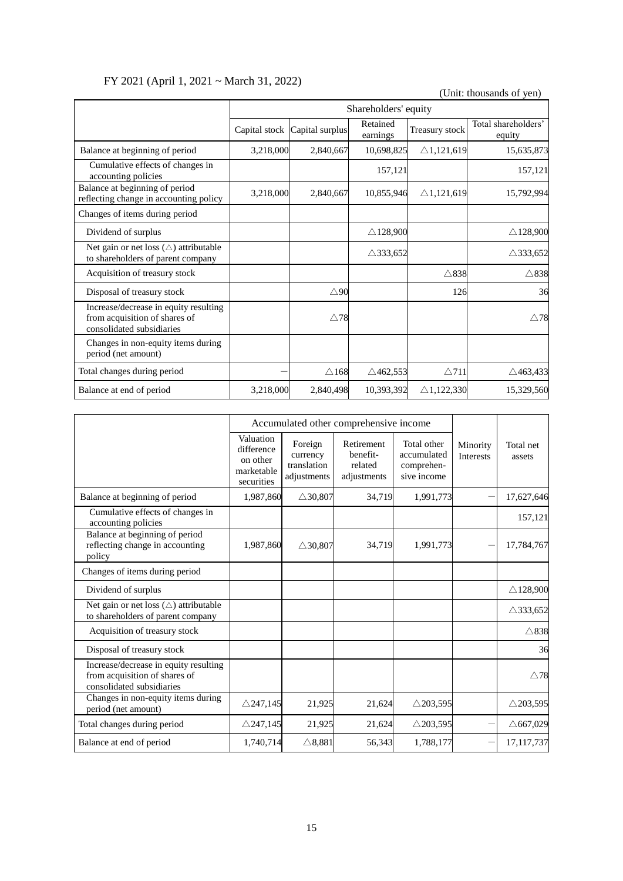FY 2021 (April 1, 2021 ~ March 31, 2022)

(Unit: thousands of yen)

| | Shareholders' equity | | | | |
|---|---|---|---|---|---|
| | Capital stock | Capital surplus | Retained earnings | Treasury stock | Total shareholders' equity |
| Balance at beginning of period | 3,218,000 | 2,840,667 | 10,698,825 | △1,121,619 | 15,635,873 |
| Cumulative effects of changes in accounting policies | | | 157,121 | | 157,121 |
| Balance at beginning of period reflecting change in accounting policy | 3,218,000 | 2,840,667 | 10,855,946 | △1,121,619 | 15,792,994 |
| Changes of items during period | | | | | |
| Dividend of surplus | | | △128,900 | | △128,900 |
| Net gain or net loss (△) attributable to shareholders of parent company | | | △333,652 | | △333,652 |
| Acquisition of treasury stock | | | | △838 | △838 |
| Disposal of treasury stock | | △90 | | 126 | 36 |
| Increase/decrease in equity resulting from acquisition of shares of consolidated subsidiaries | | △78 | | | △78 |
| Changes in non-equity items during period (net amount) | | | | | |
| Total changes during period | — | △168 | △462,553 | △711 | △463,433 |
| Balance at end of period | 3,218,000 | 2,840,498 | 10,393,392 | △1,122,330 | 15,329,560 |

| | Accumulated other comprehensive income | | | | Minority Interests | Total net assets |
|---|---|---|---|---|---|---|
| | Valuation difference on other marketable securities | Foreign currency translation adjustments | Retirement benefit-related adjustments | Total other accumulated comprehensive income | | |
| Balance at beginning of period | 1,987,860 | △30,807 | 34,719 | 1,991,773 | — | 17,627,646 |
| Cumulative effects of changes in accounting policies | | | | | | 157,121 |
| Balance at beginning of period reflecting change in accounting policy | 1,987,860 | △30,807 | 34,719 | 1,991,773 | — | 17,784,767 |
| Changes of items during period | | | | | | |
| Dividend of surplus | | | | | | △128,900 |
| Net gain or net loss (△) attributable to shareholders of parent company | | | | | | △333,652 |
| Acquisition of treasury stock | | | | | | △838 |
| Disposal of treasury stock | | | | | | 36 |
| Increase/decrease in equity resulting from acquisition of shares of consolidated subsidiaries | | | | | | △78 |
| Changes in non-equity items during period (net amount) | △247,145 | 21,925 | 21,624 | △203,595 | | △203,595 |
| Total changes during period | △247,145 | 21,925 | 21,624 | △203,595 | — | △667,029 |
| Balance at end of period | 1,740,714 | △8,881 | 56,343 | 1,788,177 | — | 17,117,737 |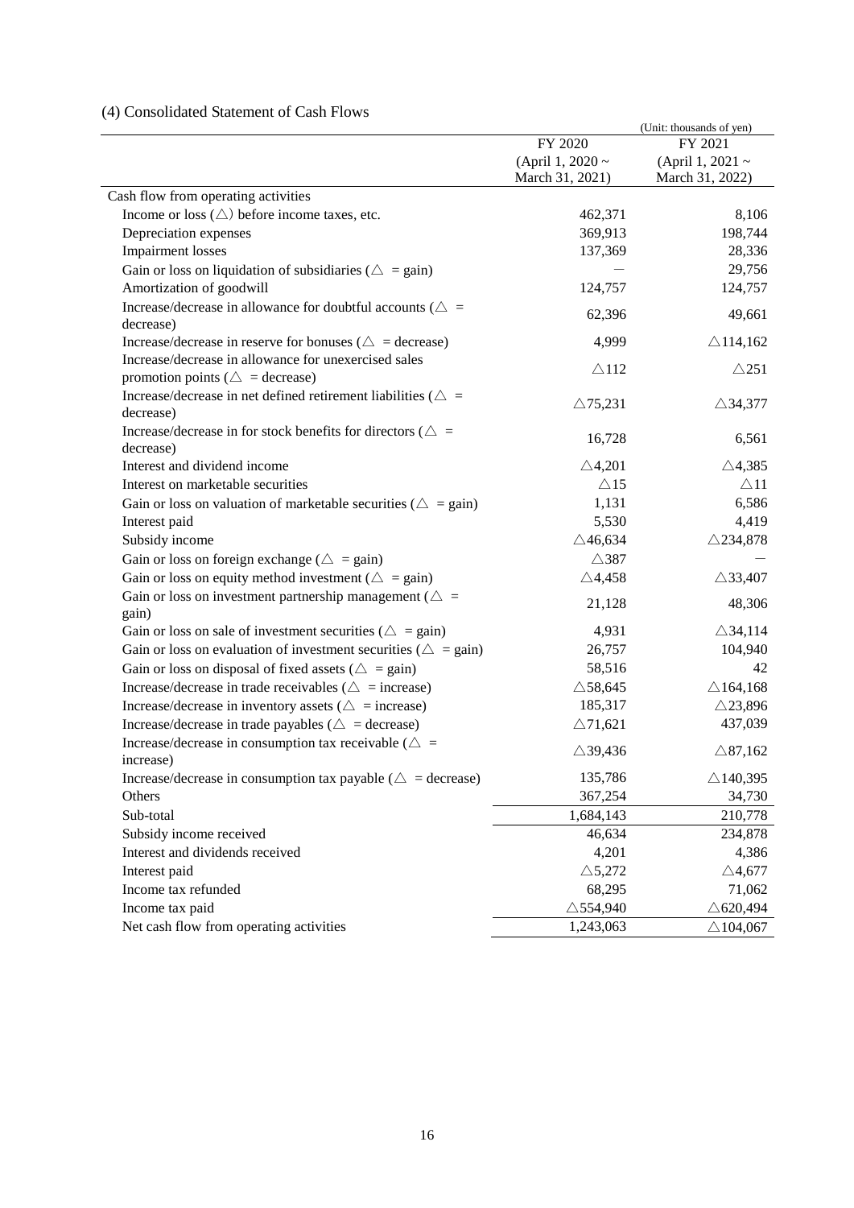## (4) Consolidated Statement of Cash Flows

(Unit: thousands of yen)

| | FY 2020 (April 1, 2020 ~ March 31, 2021) | FY 2021 (April 1, 2021 ~ March 31, 2022) |
|---|---|---|
| Cash flow from operating activities | | |
| Income or loss (△) before income taxes, etc. | 462,371 | 8,106 |
| Depreciation expenses | 369,913 | 198,744 |
| Impairment losses | 137,369 | 28,336 |
| Gain or loss on liquidation of subsidiaries (△ = gain) | — | 29,756 |
| Amortization of goodwill | 124,757 | 124,757 |
| Increase/decrease in allowance for doubtful accounts (△ = decrease) | 62,396 | 49,661 |
| Increase/decrease in reserve for bonuses (△ = decrease) | 4,999 | △114,162 |
| Increase/decrease in allowance for unexercised sales promotion points (△ = decrease) | △112 | △251 |
| Increase/decrease in net defined retirement liabilities (△ = decrease) | △75,231 | △34,377 |
| Increase/decrease in for stock benefits for directors (△ = decrease) | 16,728 | 6,561 |
| Interest and dividend income | △4,201 | △4,385 |
| Interest on marketable securities | △15 | △11 |
| Gain or loss on valuation of marketable securities (△ = gain) | 1,131 | 6,586 |
| Interest paid | 5,530 | 4,419 |
| Subsidy income | △46,634 | △234,878 |
| Gain or loss on foreign exchange (△ = gain) | △387 | — |
| Gain or loss on equity method investment (△ = gain) | △4,458 | △33,407 |
| Gain or loss on investment partnership management (△ = gain) | 21,128 | 48,306 |
| Gain or loss on sale of investment securities (△ = gain) | 4,931 | △34,114 |
| Gain or loss on evaluation of investment securities (△ = gain) | 26,757 | 104,940 |
| Gain or loss on disposal of fixed assets (△ = gain) | 58,516 | 42 |
| Increase/decrease in trade receivables (△ = increase) | △58,645 | △164,168 |
| Increase/decrease in inventory assets (△ = increase) | 185,317 | △23,896 |
| Increase/decrease in trade payables (△ = decrease) | △71,621 | 437,039 |
| Increase/decrease in consumption tax receivable (△ = increase) | △39,436 | △87,162 |
| Increase/decrease in consumption tax payable (△ = decrease) | 135,786 | △140,395 |
| Others | 367,254 | 34,730 |
| Sub-total | 1,684,143 | 210,778 |
| Subsidy income received | 46,634 | 234,878 |
| Interest and dividends received | 4,201 | 4,386 |
| Interest paid | △5,272 | △4,677 |
| Income tax refunded | 68,295 | 71,062 |
| Income tax paid | △554,940 | △620,494 |
| Net cash flow from operating activities | 1,243,063 | △104,067 |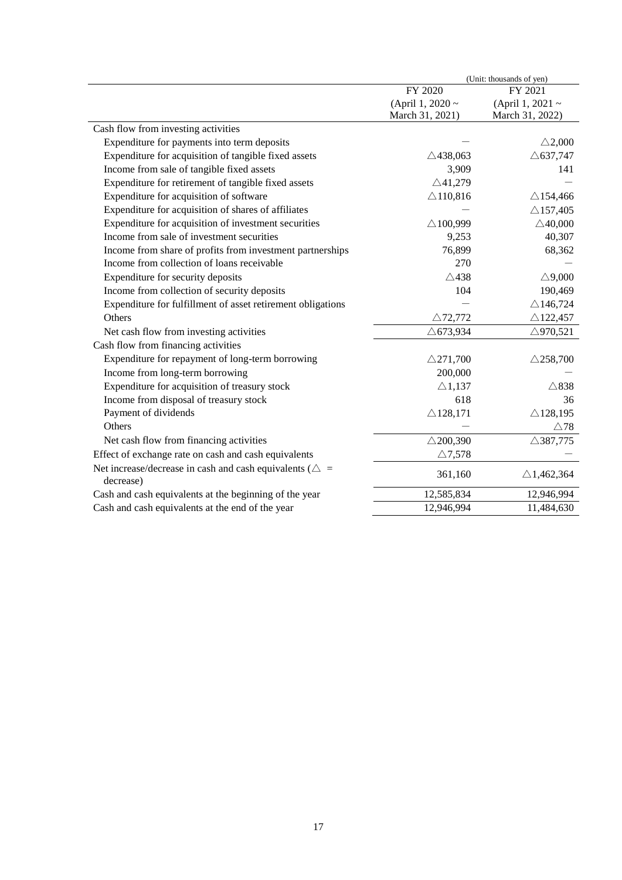(Unit: thousands of yen)

| | FY 2020 (April 1, 2020 ~ March 31, 2021) | FY 2021 (April 1, 2021 ~ March 31, 2022) |
|---|---|---|
| Cash flow from investing activities | | |
| Expenditure for payments into term deposits | — | △2,000 |
| Expenditure for acquisition of tangible fixed assets | △438,063 | △637,747 |
| Income from sale of tangible fixed assets | 3,909 | 141 |
| Expenditure for retirement of tangible fixed assets | △41,279 | — |
| Expenditure for acquisition of software | △110,816 | △154,466 |
| Expenditure for acquisition of shares of affiliates | — | △157,405 |
| Expenditure for acquisition of investment securities | △100,999 | △40,000 |
| Income from sale of investment securities | 9,253 | 40,307 |
| Income from share of profits from investment partnerships | 76,899 | 68,362 |
| Income from collection of loans receivable | 270 | — |
| Expenditure for security deposits | △438 | △9,000 |
| Income from collection of security deposits | 104 | 190,469 |
| Expenditure for fulfillment of asset retirement obligations | — | △146,724 |
| Others | △72,772 | △122,457 |
| Net cash flow from investing activities | △673,934 | △970,521 |
| Cash flow from financing activities | | |
| Expenditure for repayment of long-term borrowing | △271,700 | △258,700 |
| Income from long-term borrowing | 200,000 | — |
| Expenditure for acquisition of treasury stock | △1,137 | △838 |
| Income from disposal of treasury stock | 618 | 36 |
| Payment of dividends | △128,171 | △128,195 |
| Others | — | △78 |
| Net cash flow from financing activities | △200,390 | △387,775 |
| Effect of exchange rate on cash and cash equivalents | △7,578 | — |
| Net increase/decrease in cash and cash equivalents (△ = decrease) | 361,160 | △1,462,364 |
| Cash and cash equivalents at the beginning of the year | 12,585,834 | 12,946,994 |
| Cash and cash equivalents at the end of the year | 12,946,994 | 11,484,630 |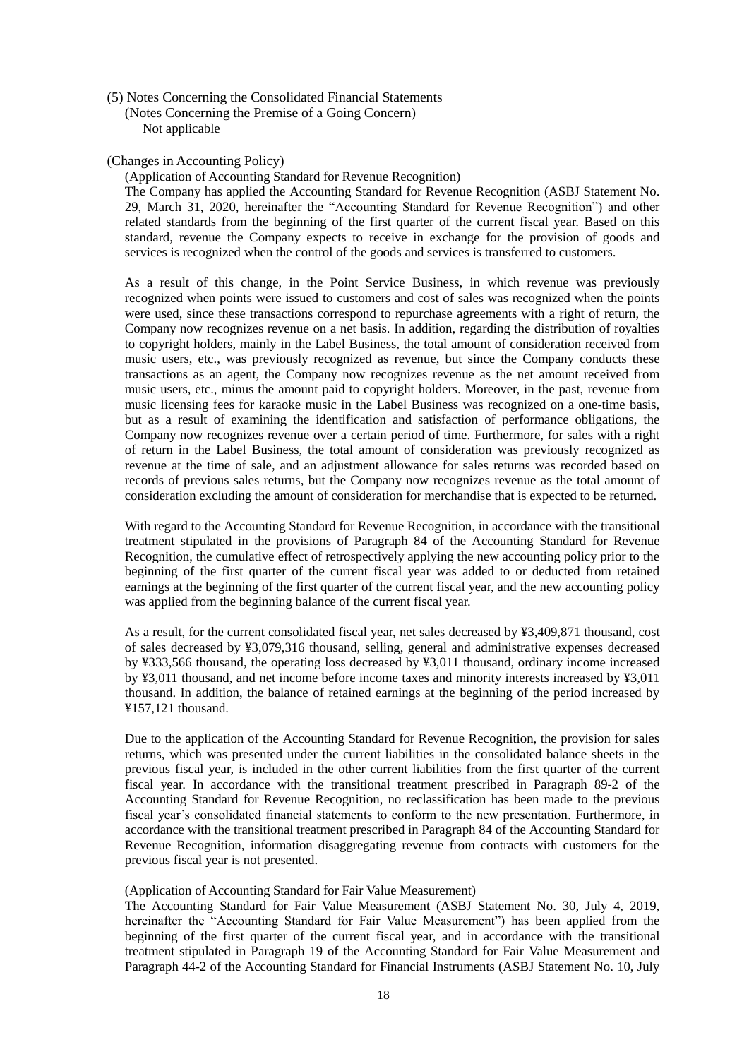(5) Notes Concerning the Consolidated Financial Statements

(Notes Concerning the Premise of a Going Concern)

Not applicable

(Changes in Accounting Policy)

(Application of Accounting Standard for Revenue Recognition)

The Company has applied the Accounting Standard for Revenue Recognition (ASBJ Statement No. 29, March 31, 2020, hereinafter the "Accounting Standard for Revenue Recognition") and other related standards from the beginning of the first quarter of the current fiscal year. Based on this standard, revenue the Company expects to receive in exchange for the provision of goods and services is recognized when the control of the goods and services is transferred to customers.

As a result of this change, in the Point Service Business, in which revenue was previously recognized when points were issued to customers and cost of sales was recognized when the points were used, since these transactions correspond to repurchase agreements with a right of return, the Company now recognizes revenue on a net basis. In addition, regarding the distribution of royalties to copyright holders, mainly in the Label Business, the total amount of consideration received from music users, etc., was previously recognized as revenue, but since the Company conducts these transactions as an agent, the Company now recognizes revenue as the net amount received from music users, etc., minus the amount paid to copyright holders. Moreover, in the past, revenue from music licensing fees for karaoke music in the Label Business was recognized on a one-time basis, but as a result of examining the identification and satisfaction of performance obligations, the Company now recognizes revenue over a certain period of time. Furthermore, for sales with a right of return in the Label Business, the total amount of consideration was previously recognized as revenue at the time of sale, and an adjustment allowance for sales returns was recorded based on records of previous sales returns, but the Company now recognizes revenue as the total amount of consideration excluding the amount of consideration for merchandise that is expected to be returned.

With regard to the Accounting Standard for Revenue Recognition, in accordance with the transitional treatment stipulated in the provisions of Paragraph 84 of the Accounting Standard for Revenue Recognition, the cumulative effect of retrospectively applying the new accounting policy prior to the beginning of the first quarter of the current fiscal year was added to or deducted from retained earnings at the beginning of the first quarter of the current fiscal year, and the new accounting policy was applied from the beginning balance of the current fiscal year.

As a result, for the current consolidated fiscal year, net sales decreased by ¥3,409,871 thousand, cost of sales decreased by ¥3,079,316 thousand, selling, general and administrative expenses decreased by ¥333,566 thousand, the operating loss decreased by ¥3,011 thousand, ordinary income increased by ¥3,011 thousand, and net income before income taxes and minority interests increased by ¥3,011 thousand. In addition, the balance of retained earnings at the beginning of the period increased by ¥157,121 thousand.

Due to the application of the Accounting Standard for Revenue Recognition, the provision for sales returns, which was presented under the current liabilities in the consolidated balance sheets in the previous fiscal year, is included in the other current liabilities from the first quarter of the current fiscal year. In accordance with the transitional treatment prescribed in Paragraph 89-2 of the Accounting Standard for Revenue Recognition, no reclassification has been made to the previous fiscal year's consolidated financial statements to conform to the new presentation. Furthermore, in accordance with the transitional treatment prescribed in Paragraph 84 of the Accounting Standard for Revenue Recognition, information disaggregating revenue from contracts with customers for the previous fiscal year is not presented.

(Application of Accounting Standard for Fair Value Measurement)

The Accounting Standard for Fair Value Measurement (ASBJ Statement No. 30, July 4, 2019, hereinafter the "Accounting Standard for Fair Value Measurement") has been applied from the beginning of the first quarter of the current fiscal year, and in accordance with the transitional treatment stipulated in Paragraph 19 of the Accounting Standard for Fair Value Measurement and Paragraph 44-2 of the Accounting Standard for Financial Instruments (ASBJ Statement No. 10, July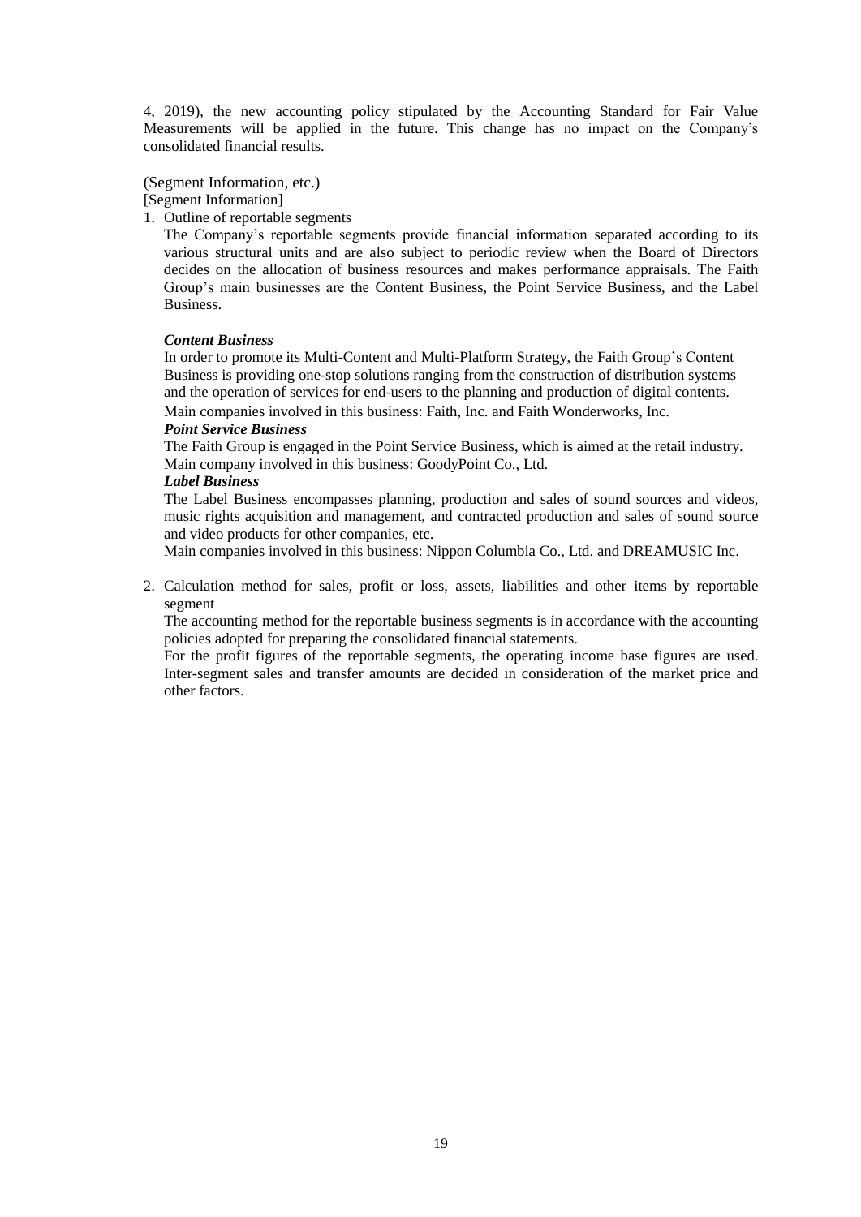4, 2019), the new accounting policy stipulated by the Accounting Standard for Fair Value Measurements will be applied in the future. This change has no impact on the Company's consolidated financial results.

(Segment Information, etc.)

[Segment Information]

1. Outline of reportable segments

   The Company's reportable segments provide financial information separated according to its various structural units and are also subject to periodic review when the Board of Directors decides on the allocation of business resources and makes performance appraisals. The Faith Group's main businesses are the Content Business, the Point Service Business, and the Label Business.

   ***Content Business***

   In order to promote its Multi-Content and Multi-Platform Strategy, the Faith Group's Content Business is providing one-stop solutions ranging from the construction of distribution systems and the operation of services for end-users to the planning and production of digital contents.

   Main companies involved in this business: Faith, Inc. and Faith Wonderworks, Inc.

   ***Point Service Business***

   The Faith Group is engaged in the Point Service Business, which is aimed at the retail industry.

   Main company involved in this business: GoodyPoint Co., Ltd.

   ***Label Business***

   The Label Business encompasses planning, production and sales of sound sources and videos, music rights acquisition and management, and contracted production and sales of sound source and video products for other companies, etc.

   Main companies involved in this business: Nippon Columbia Co., Ltd. and DREAMUSIC Inc.

2. Calculation method for sales, profit or loss, assets, liabilities and other items by reportable segment

   The accounting method for the reportable business segments is in accordance with the accounting policies adopted for preparing the consolidated financial statements.

   For the profit figures of the reportable segments, the operating income base figures are used. Inter-segment sales and transfer amounts are decided in consideration of the market price and other factors.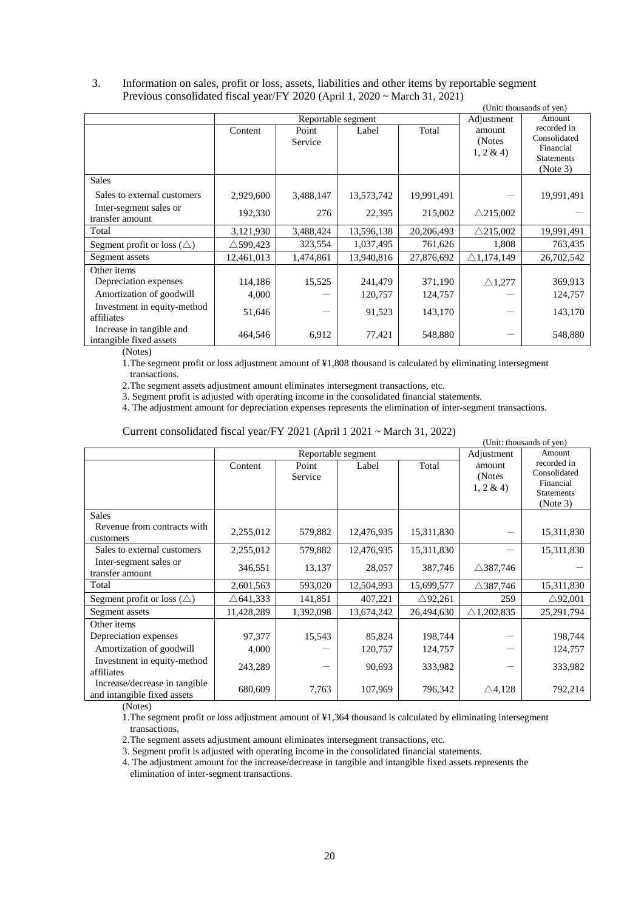3. Information on sales, profit or loss, assets, liabilities and other items by reportable segment
Previous consolidated fiscal year/FY 2020 (April 1, 2020 ~ March 31, 2021)

(Unit: thousands of yen)

| | Reportable segment | | | | Adjustment amount (Notes 1, 2 & 4) | Amount recorded in Consolidated Financial Statements (Note 3) |
|---|---|---|---|---|---|---|
| | Content | Point Service | Label | Total | | |
| Sales | | | | | | |
| Sales to external customers | 2,929,600 | 3,488,147 | 13,573,742 | 19,991,491 | ― | 19,991,491 |
| Inter-segment sales or transfer amount | 192,330 | 276 | 22,395 | 215,002 | △215,002 | ― |
| Total | 3,121,930 | 3,488,424 | 13,596,138 | 20,206,493 | △215,002 | 19,991,491 |
| Segment profit or loss (△) | △599,423 | 323,554 | 1,037,495 | 761,626 | 1,808 | 763,435 |
| Segment assets | 12,461,013 | 1,474,861 | 13,940,816 | 27,876,692 | △1,174,149 | 26,702,542 |
| Other items | | | | | | |
| Depreciation expenses | 114,186 | 15,525 | 241,479 | 371,190 | △1,277 | 369,913 |
| Amortization of goodwill | 4,000 | ― | 120,757 | 124,757 | ― | 124,757 |
| Investment in equity-method affiliates | 51,646 | ― | 91,523 | 143,170 | ― | 143,170 |
| Increase in tangible and intangible fixed assets | 464,546 | 6,912 | 77,421 | 548,880 | ― | 548,880 |

(Notes)

1. The segment profit or loss adjustment amount of ¥1,808 thousand is calculated by eliminating intersegment transactions.
2. The segment assets adjustment amount eliminates intersegment transactions, etc.
3. Segment profit is adjusted with operating income in the consolidated financial statements.
4. The adjustment amount for depreciation expenses represents the elimination of inter-segment transactions.

Current consolidated fiscal year/FY 2021 (April 1 2021 ~ March 31, 2022)

(Unit: thousands of yen)

| | Reportable segment | | | | Adjustment amount (Notes 1, 2 & 4) | Amount recorded in Consolidated Financial Statements (Note 3) |
|---|---|---|---|---|---|---|
| | Content | Point Service | Label | Total | | |
| Sales | | | | | | |
| Revenue from contracts with customers | 2,255,012 | 579,882 | 12,476,935 | 15,311,830 | ― | 15,311,830 |
| Sales to external customers | 2,255,012 | 579,882 | 12,476,935 | 15,311,830 | ― | 15,311,830 |
| Inter-segment sales or transfer amount | 346,551 | 13,137 | 28,057 | 387,746 | △387,746 | ― |
| Total | 2,601,563 | 593,020 | 12,504,993 | 15,699,577 | △387,746 | 15,311,830 |
| Segment profit or loss (△) | △641,333 | 141,851 | 407,221 | △92,261 | 259 | △92,001 |
| Segment assets | 11,428,289 | 1,392,098 | 13,674,242 | 26,494,630 | △1,202,835 | 25,291,794 |
| Other items | | | | | | |
| Depreciation expenses | 97,377 | 15,543 | 85,824 | 198,744 | ― | 198,744 |
| Amortization of goodwill | 4,000 | ― | 120,757 | 124,757 | ― | 124,757 |
| Investment in equity-method affiliates | 243,289 | ― | 90,693 | 333,982 | ― | 333,982 |
| Increase/decrease in tangible and intangible fixed assets | 680,609 | 7,763 | 107,969 | 796,342 | △4,128 | 792,214 |

(Notes)

1. The segment profit or loss adjustment amount of ¥1,364 thousand is calculated by eliminating intersegment transactions.
2. The segment assets adjustment amount eliminates intersegment transactions, etc.
3. Segment profit is adjusted with operating income in the consolidated financial statements.
4. The adjustment amount for the increase/decrease in tangible and intangible fixed assets represents the elimination of inter-segment transactions.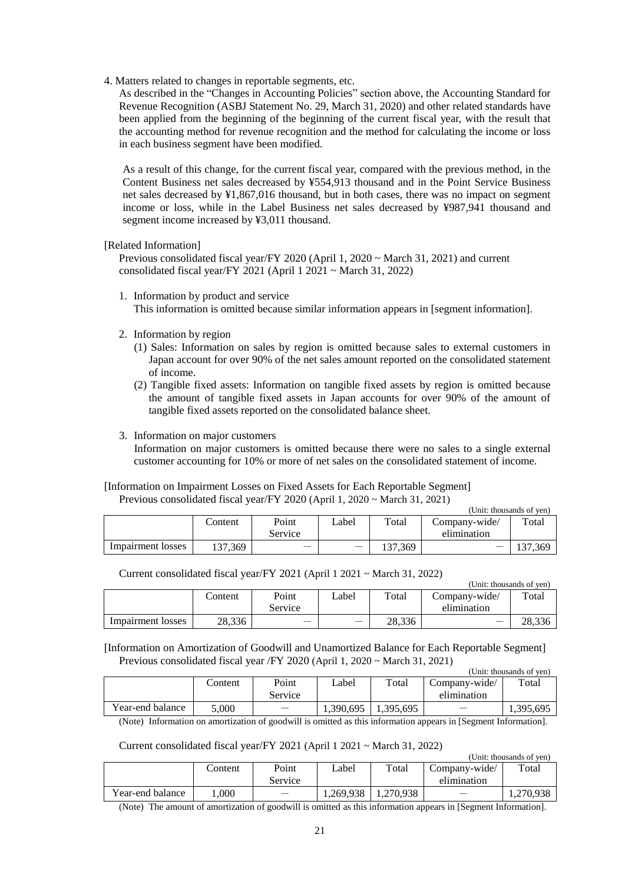4. Matters related to changes in reportable segments, etc.

As described in the "Changes in Accounting Policies" section above, the Accounting Standard for Revenue Recognition (ASBJ Statement No. 29, March 31, 2020) and other related standards have been applied from the beginning of the beginning of the current fiscal year, with the result that the accounting method for revenue recognition and the method for calculating the income or loss in each business segment have been modified.

As a result of this change, for the current fiscal year, compared with the previous method, in the Content Business net sales decreased by ¥554,913 thousand and in the Point Service Business net sales decreased by ¥1,867,016 thousand, but in both cases, there was no impact on segment income or loss, while in the Label Business net sales decreased by ¥987,941 thousand and segment income increased by ¥3,011 thousand.

[Related Information]

Previous consolidated fiscal year/FY 2020 (April 1, 2020 ~ March 31, 2021) and current consolidated fiscal year/FY 2021 (April 1 2021 ~ March 31, 2022)

1. Information by product and service
   This information is omitted because similar information appears in [segment information].

2. Information by region
   (1) Sales: Information on sales by region is omitted because sales to external customers in Japan account for over 90% of the net sales amount reported on the consolidated statement of income.
   (2) Tangible fixed assets: Information on tangible fixed assets by region is omitted because the amount of tangible fixed assets in Japan accounts for over 90% of the amount of tangible fixed assets reported on the consolidated balance sheet.

3. Information on major customers
   Information on major customers is omitted because there were no sales to a single external customer accounting for 10% or more of net sales on the consolidated statement of income.

[Information on Impairment Losses on Fixed Assets for Each Reportable Segment]

Previous consolidated fiscal year/FY 2020 (April 1, 2020 ~ March 31, 2021)

(Unit: thousands of yen)

| | Content | Point Service | Label | Total | Company-wide/ elimination | Total |
|---|---|---|---|---|---|---|
| Impairment losses | 137,369 | — | — | 137,369 | — | 137,369 |

Current consolidated fiscal year/FY 2021 (April 1 2021 ~ March 31, 2022)

(Unit: thousands of yen)

| | Content | Point Service | Label | Total | Company-wide/ elimination | Total |
|---|---|---|---|---|---|---|
| Impairment losses | 28,336 | — | — | 28,336 | — | 28,336 |

[Information on Amortization of Goodwill and Unamortized Balance for Each Reportable Segment]

Previous consolidated fiscal year /FY 2020 (April 1, 2020 ~ March 31, 2021)

(Unit: thousands of yen)

| | Content | Point Service | Label | Total | Company-wide/ elimination | Total |
|---|---|---|---|---|---|---|
| Year-end balance | 5,000 | — | 1,390,695 | 1,395,695 | — | 1,395,695 |

(Note) Information on amortization of goodwill is omitted as this information appears in [Segment Information].

Current consolidated fiscal year/FY 2021 (April 1 2021 ~ March 31, 2022)

(Unit: thousands of yen)

| | Content | Point Service | Label | Total | Company-wide/ elimination | Total |
|---|---|---|---|---|---|---|
| Year-end balance | 1,000 | — | 1,269,938 | 1,270,938 | — | 1,270,938 |

(Note) The amount of amortization of goodwill is omitted as this information appears in [Segment Information].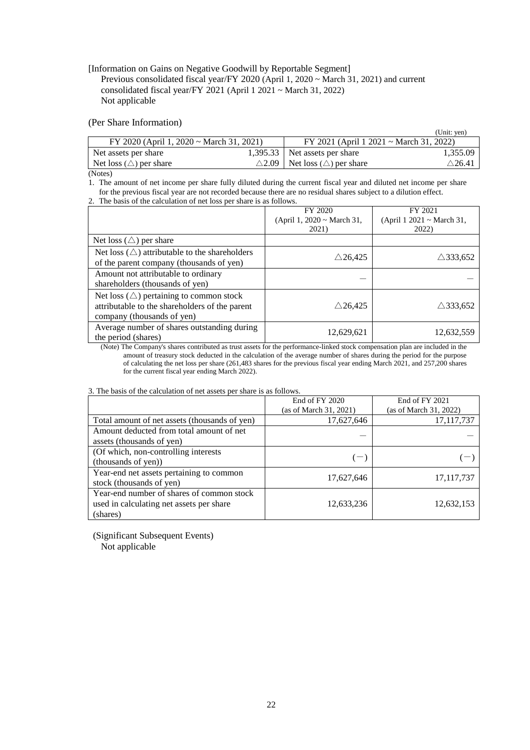[Information on Gains on Negative Goodwill by Reportable Segment]

Previous consolidated fiscal year/FY 2020 (April 1, 2020 ~ March 31, 2021) and current consolidated fiscal year/FY 2021 (April 1 2021 ~ March 31, 2022)

Not applicable

(Per Share Information)

(Unit: yen)

| FY 2020 (April 1, 2020 ~ March 31, 2021) | | FY 2021 (April 1 2021 ~ March 31, 2022) | |
|---|---|---|---|
| Net assets per share | 1,395.33 | Net assets per share | 1,355.09 |
| Net loss (△) per share | △2.09 | Net loss (△) per share | △26.41 |

(Notes)

1. The amount of net income per share fully diluted during the current fiscal year and diluted net income per share for the previous fiscal year are not recorded because there are no residual shares subject to a dilution effect.
2. The basis of the calculation of net loss per share is as follows.

| | FY 2020 (April 1, 2020 ~ March 31, 2021) | FY 2021 (April 1 2021 ~ March 31, 2022) |
|---|---|---|
| Net loss (△) per share | | |
| Net loss (△) attributable to the shareholders of the parent company (thousands of yen) | △26,425 | △333,652 |
| Amount not attributable to ordinary shareholders (thousands of yen) | — | — |
| Net loss (△) pertaining to common stock attributable to the shareholders of the parent company (thousands of yen) | △26,425 | △333,652 |
| Average number of shares outstanding during the period (shares) | 12,629,621 | 12,632,559 |

(Note) The Company's shares contributed as trust assets for the performance-linked stock compensation plan are included in the amount of treasury stock deducted in the calculation of the average number of shares during the period for the purpose of calculating the net loss per share (261,483 shares for the previous fiscal year ending March 2021, and 257,200 shares for the current fiscal year ending March 2022).

3. The basis of the calculation of net assets per share is as follows.

| | End of FY 2020 (as of March 31, 2021) | End of FY 2021 (as of March 31, 2022) |
|---|---|---|
| Total amount of net assets (thousands of yen) | 17,627,646 | 17,117,737 |
| Amount deducted from total amount of net assets (thousands of yen) | — | — |
| (Of which, non-controlling interests (thousands of yen)) | (—) | (—) |
| Year-end net assets pertaining to common stock (thousands of yen) | 17,627,646 | 17,117,737 |
| Year-end number of shares of common stock used in calculating net assets per share (shares) | 12,633,236 | 12,632,153 |

(Significant Subsequent Events)

Not applicable